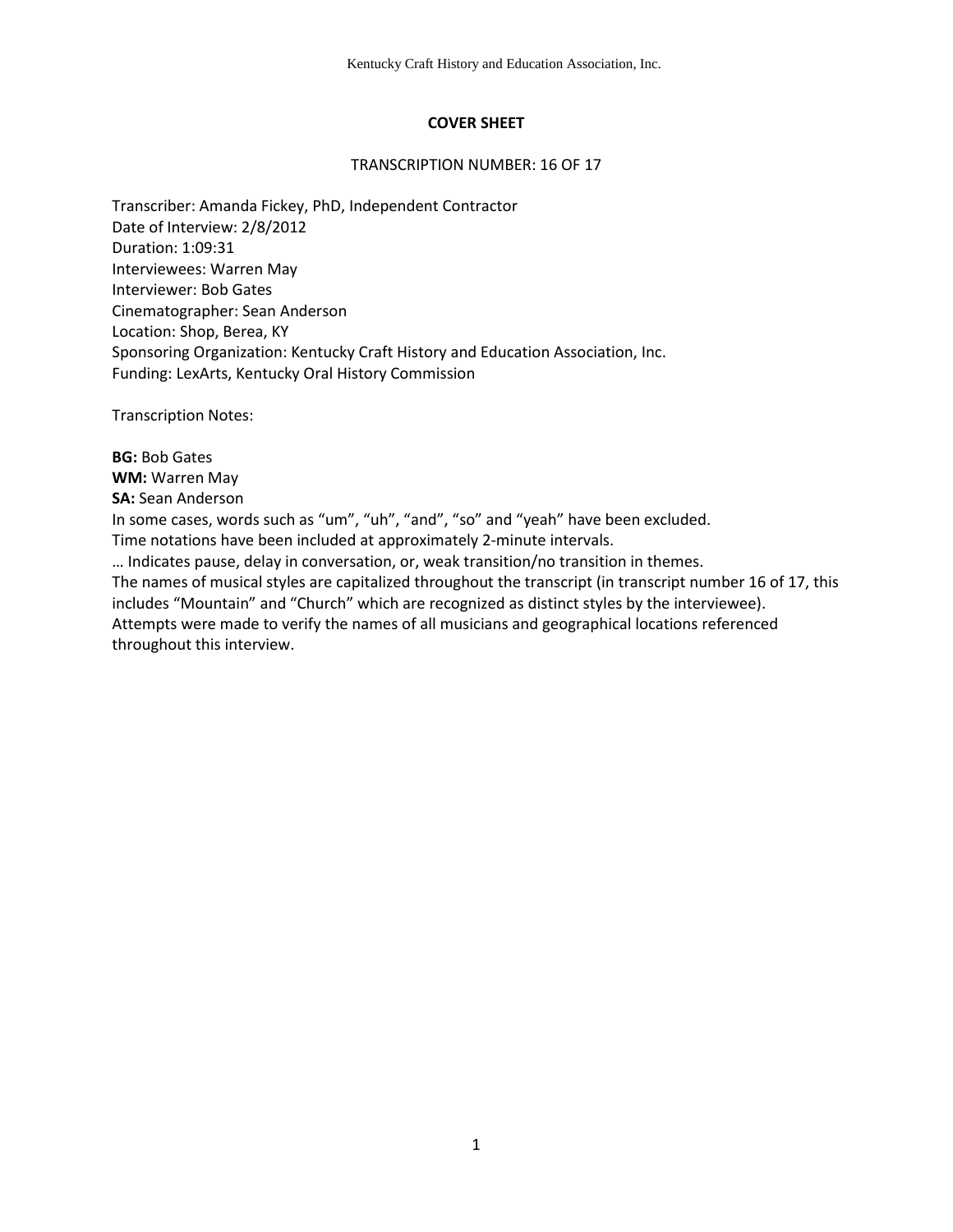## COVER SHEET

TRANSCRIPTION NUMBER: 16 OF 17

Transcriber: Amanda Fickey, PhD, Independent Contractor
Date of Interview: 2/8/2012
Duration: 1:09:31
Interviewees: Warren May
Interviewer: Bob Gates
Cinematographer: Sean Anderson
Location: Shop, Berea, KY
Sponsoring Organization: Kentucky Craft History and Education Association, Inc.
Funding: LexArts, Kentucky Oral History Commission

Transcription Notes:

**BG:** Bob Gates
**WM:** Warren May
**SA:** Sean Anderson
In some cases, words such as "um", "uh", "and", "so" and "yeah" have been excluded.
Time notations have been included at approximately 2-minute intervals.
… Indicates pause, delay in conversation, or, weak transition/no transition in themes.
The names of musical styles are capitalized throughout the transcript (in transcript number 16 of 17, this includes "Mountain" and "Church" which are recognized as distinct styles by the interviewee).
Attempts were made to verify the names of all musicians and geographical locations referenced throughout this interview.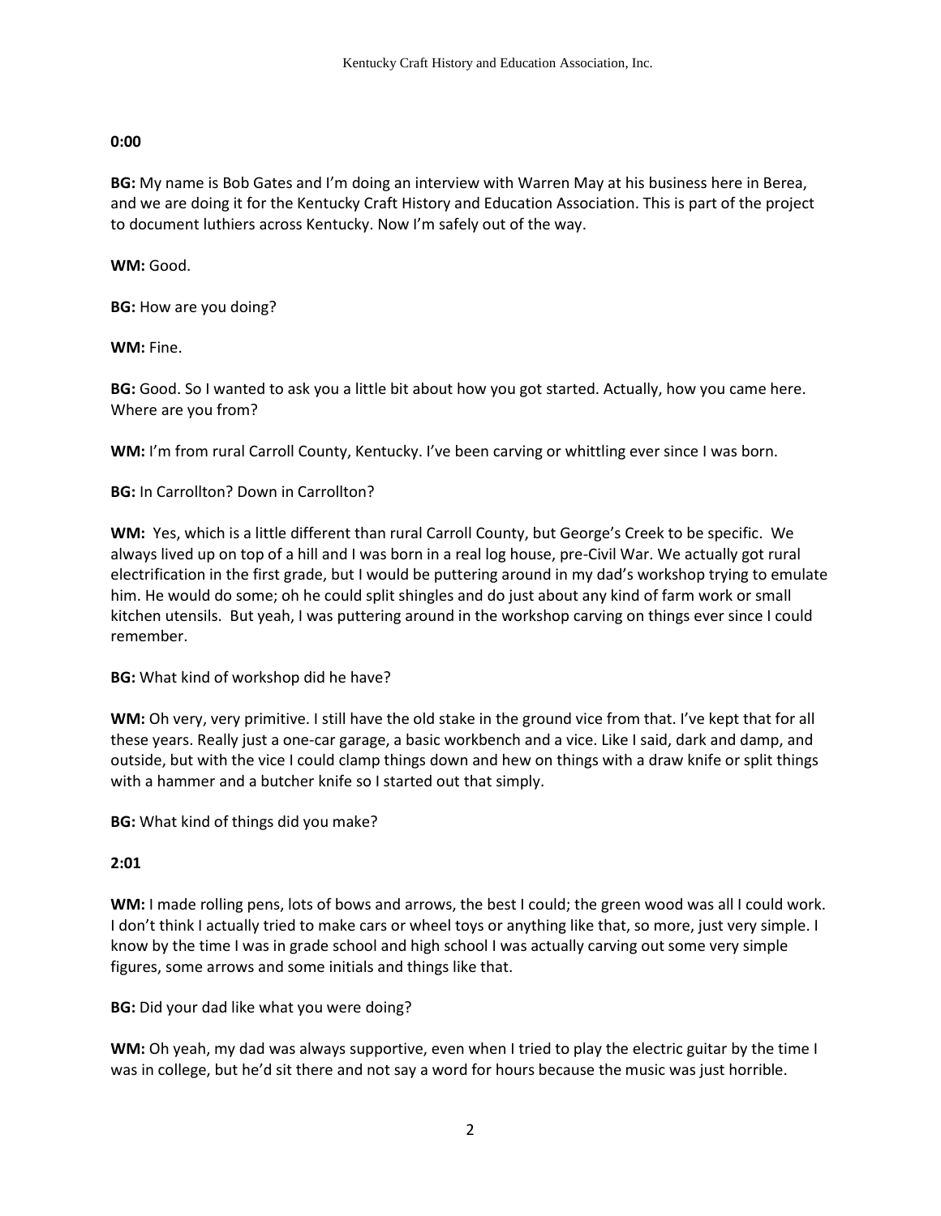**0:00**

**BG:** My name is Bob Gates and I'm doing an interview with Warren May at his business here in Berea, and we are doing it for the Kentucky Craft History and Education Association. This is part of the project to document luthiers across Kentucky. Now I'm safely out of the way.

**WM:** Good.

**BG:** How are you doing?

**WM:** Fine.

**BG:** Good. So I wanted to ask you a little bit about how you got started. Actually, how you came here. Where are you from?

**WM:** I'm from rural Carroll County, Kentucky. I've been carving or whittling ever since I was born.

**BG:** In Carrollton? Down in Carrollton?

**WM:** Yes, which is a little different than rural Carroll County, but George's Creek to be specific. We always lived up on top of a hill and I was born in a real log house, pre-Civil War. We actually got rural electrification in the first grade, but I would be puttering around in my dad's workshop trying to emulate him. He would do some; oh he could split shingles and do just about any kind of farm work or small kitchen utensils. But yeah, I was puttering around in the workshop carving on things ever since I could remember.

**BG:** What kind of workshop did he have?

**WM:** Oh very, very primitive. I still have the old stake in the ground vice from that. I've kept that for all these years. Really just a one-car garage, a basic workbench and a vice. Like I said, dark and damp, and outside, but with the vice I could clamp things down and hew on things with a draw knife or split things with a hammer and a butcher knife so I started out that simply.

**BG:** What kind of things did you make?

**2:01**

**WM:** I made rolling pens, lots of bows and arrows, the best I could; the green wood was all I could work. I don't think I actually tried to make cars or wheel toys or anything like that, so more, just very simple. I know by the time I was in grade school and high school I was actually carving out some very simple figures, some arrows and some initials and things like that.

**BG:** Did your dad like what you were doing?

**WM:** Oh yeah, my dad was always supportive, even when I tried to play the electric guitar by the time I was in college, but he'd sit there and not say a word for hours because the music was just horrible.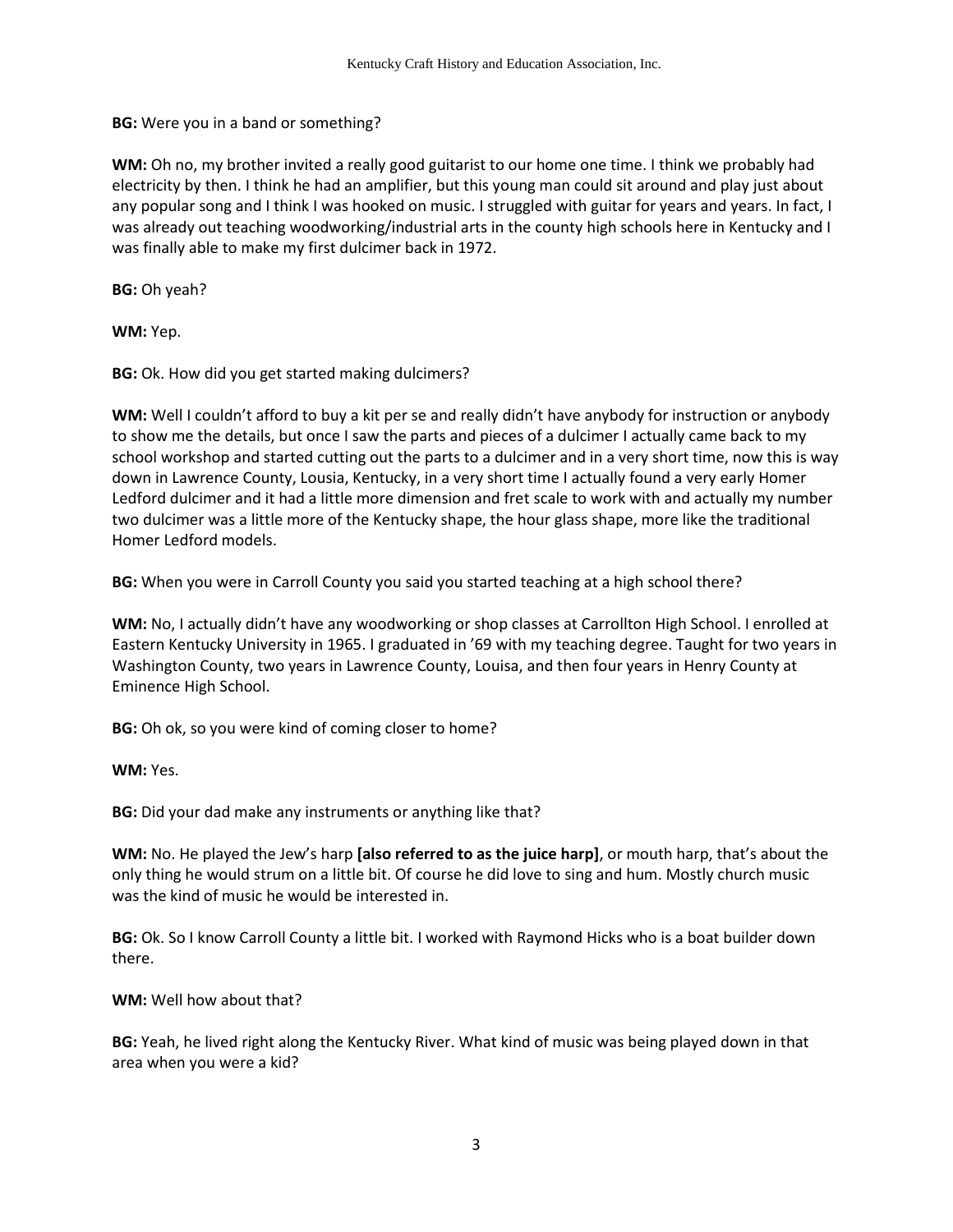**BG:** Were you in a band or something?

**WM:** Oh no, my brother invited a really good guitarist to our home one time. I think we probably had electricity by then. I think he had an amplifier, but this young man could sit around and play just about any popular song and I think I was hooked on music. I struggled with guitar for years and years. In fact, I was already out teaching woodworking/industrial arts in the county high schools here in Kentucky and I was finally able to make my first dulcimer back in 1972.

**BG:** Oh yeah?

**WM:** Yep.

**BG:** Ok. How did you get started making dulcimers?

**WM:** Well I couldn't afford to buy a kit per se and really didn't have anybody for instruction or anybody to show me the details, but once I saw the parts and pieces of a dulcimer I actually came back to my school workshop and started cutting out the parts to a dulcimer and in a very short time, now this is way down in Lawrence County, Lousia, Kentucky, in a very short time I actually found a very early Homer Ledford dulcimer and it had a little more dimension and fret scale to work with and actually my number two dulcimer was a little more of the Kentucky shape, the hour glass shape, more like the traditional Homer Ledford models.

**BG:** When you were in Carroll County you said you started teaching at a high school there?

**WM:** No, I actually didn't have any woodworking or shop classes at Carrollton High School. I enrolled at Eastern Kentucky University in 1965. I graduated in '69 with my teaching degree. Taught for two years in Washington County, two years in Lawrence County, Louisa, and then four years in Henry County at Eminence High School.

**BG:** Oh ok, so you were kind of coming closer to home?

**WM:** Yes.

**BG:** Did your dad make any instruments or anything like that?

**WM:** No. He played the Jew's harp **[also referred to as the juice harp]**, or mouth harp, that's about the only thing he would strum on a little bit. Of course he did love to sing and hum. Mostly church music was the kind of music he would be interested in.

**BG:** Ok. So I know Carroll County a little bit. I worked with Raymond Hicks who is a boat builder down there.

**WM:** Well how about that?

**BG:** Yeah, he lived right along the Kentucky River. What kind of music was being played down in that area when you were a kid?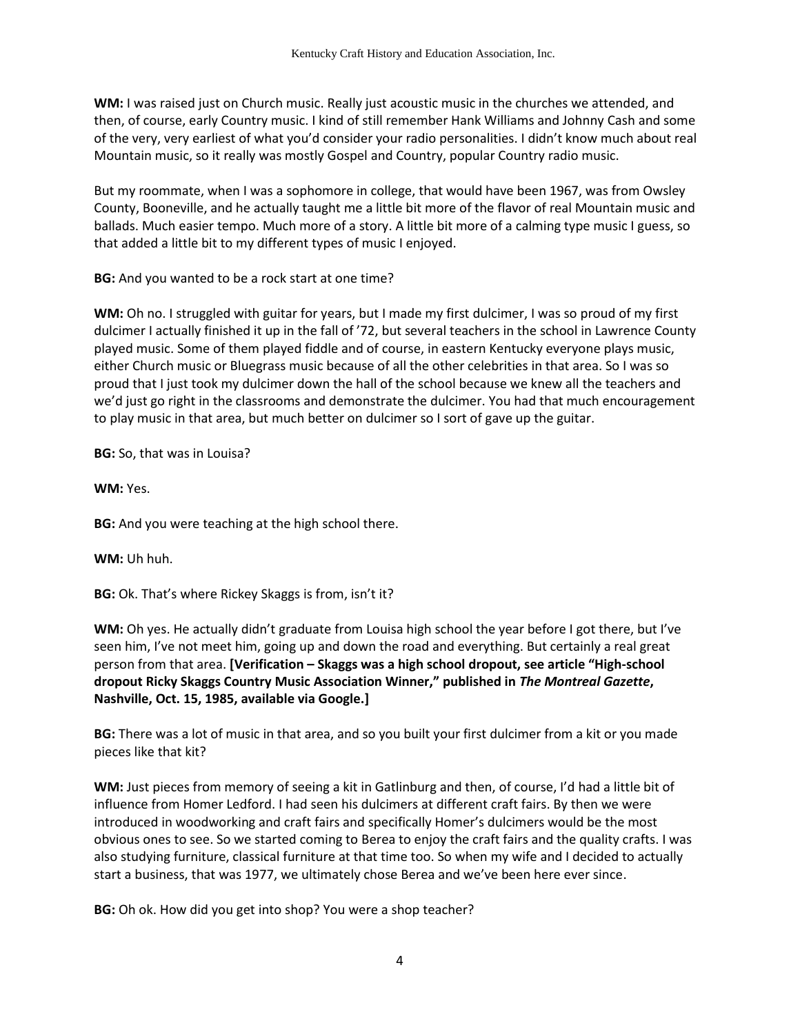**WM:** I was raised just on Church music. Really just acoustic music in the churches we attended, and then, of course, early Country music. I kind of still remember Hank Williams and Johnny Cash and some of the very, very earliest of what you'd consider your radio personalities. I didn't know much about real Mountain music, so it really was mostly Gospel and Country, popular Country radio music.

But my roommate, when I was a sophomore in college, that would have been 1967, was from Owsley County, Booneville, and he actually taught me a little bit more of the flavor of real Mountain music and ballads. Much easier tempo. Much more of a story. A little bit more of a calming type music I guess, so that added a little bit to my different types of music I enjoyed.

**BG:** And you wanted to be a rock start at one time?

**WM:** Oh no. I struggled with guitar for years, but I made my first dulcimer, I was so proud of my first dulcimer I actually finished it up in the fall of '72, but several teachers in the school in Lawrence County played music. Some of them played fiddle and of course, in eastern Kentucky everyone plays music, either Church music or Bluegrass music because of all the other celebrities in that area. So I was so proud that I just took my dulcimer down the hall of the school because we knew all the teachers and we'd just go right in the classrooms and demonstrate the dulcimer. You had that much encouragement to play music in that area, but much better on dulcimer so I sort of gave up the guitar.

**BG:** So, that was in Louisa?

**WM:** Yes.

**BG:** And you were teaching at the high school there.

**WM:** Uh huh.

**BG:** Ok. That's where Rickey Skaggs is from, isn't it?

**WM:** Oh yes. He actually didn't graduate from Louisa high school the year before I got there, but I've seen him, I've not meet him, going up and down the road and everything. But certainly a real great person from that area. **[Verification – Skaggs was a high school dropout, see article "High-school dropout Ricky Skaggs Country Music Association Winner," published in *The Montreal Gazette*, Nashville, Oct. 15, 1985, available via Google.]**

**BG:** There was a lot of music in that area, and so you built your first dulcimer from a kit or you made pieces like that kit?

**WM:** Just pieces from memory of seeing a kit in Gatlinburg and then, of course, I'd had a little bit of influence from Homer Ledford. I had seen his dulcimers at different craft fairs. By then we were introduced in woodworking and craft fairs and specifically Homer's dulcimers would be the most obvious ones to see. So we started coming to Berea to enjoy the craft fairs and the quality crafts. I was also studying furniture, classical furniture at that time too. So when my wife and I decided to actually start a business, that was 1977, we ultimately chose Berea and we've been here ever since.

**BG:** Oh ok. How did you get into shop? You were a shop teacher?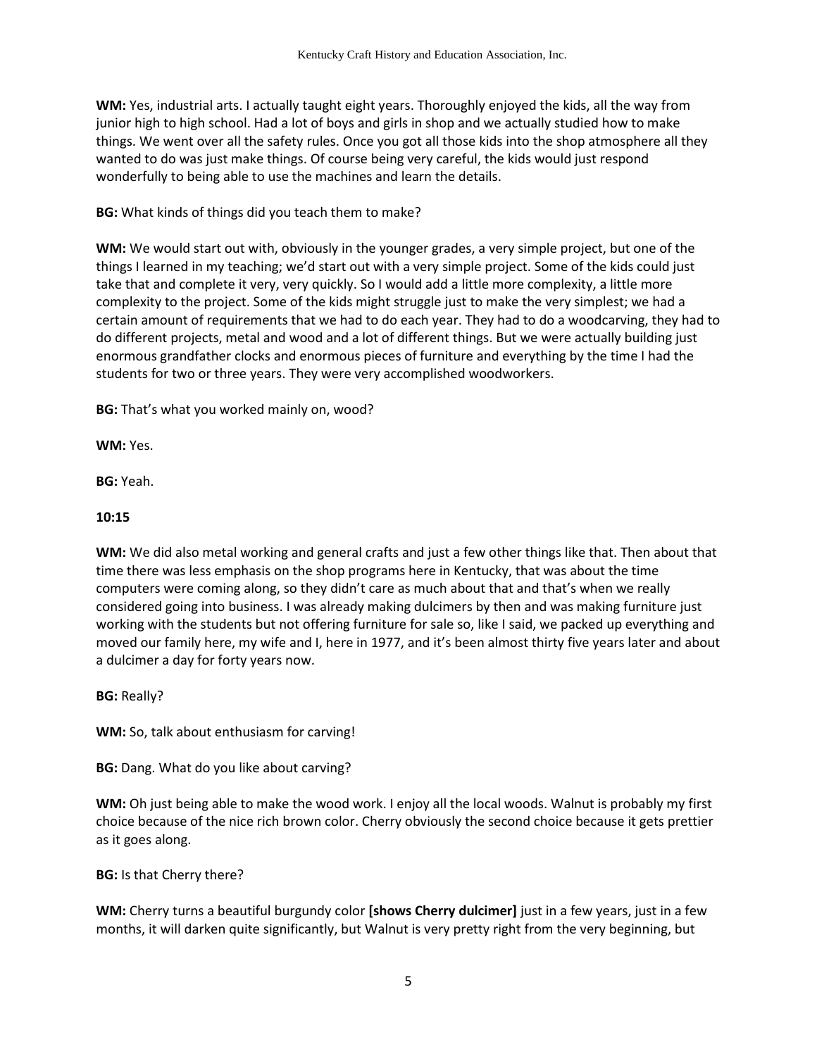**WM:** Yes, industrial arts. I actually taught eight years. Thoroughly enjoyed the kids, all the way from junior high to high school. Had a lot of boys and girls in shop and we actually studied how to make things. We went over all the safety rules. Once you got all those kids into the shop atmosphere all they wanted to do was just make things. Of course being very careful, the kids would just respond wonderfully to being able to use the machines and learn the details.

**BG:** What kinds of things did you teach them to make?

**WM:** We would start out with, obviously in the younger grades, a very simple project, but one of the things I learned in my teaching; we'd start out with a very simple project. Some of the kids could just take that and complete it very, very quickly. So I would add a little more complexity, a little more complexity to the project. Some of the kids might struggle just to make the very simplest; we had a certain amount of requirements that we had to do each year. They had to do a woodcarving, they had to do different projects, metal and wood and a lot of different things. But we were actually building just enormous grandfather clocks and enormous pieces of furniture and everything by the time I had the students for two or three years. They were very accomplished woodworkers.

**BG:** That's what you worked mainly on, wood?

**WM:** Yes.

**BG:** Yeah.

**10:15**

**WM:** We did also metal working and general crafts and just a few other things like that. Then about that time there was less emphasis on the shop programs here in Kentucky, that was about the time computers were coming along, so they didn't care as much about that and that's when we really considered going into business. I was already making dulcimers by then and was making furniture just working with the students but not offering furniture for sale so, like I said, we packed up everything and moved our family here, my wife and I, here in 1977, and it's been almost thirty five years later and about a dulcimer a day for forty years now.

**BG:** Really?

**WM:** So, talk about enthusiasm for carving!

**BG:** Dang. What do you like about carving?

**WM:** Oh just being able to make the wood work. I enjoy all the local woods. Walnut is probably my first choice because of the nice rich brown color. Cherry obviously the second choice because it gets prettier as it goes along.

**BG:** Is that Cherry there?

**WM:** Cherry turns a beautiful burgundy color **[shows Cherry dulcimer]** just in a few years, just in a few months, it will darken quite significantly, but Walnut is very pretty right from the very beginning, but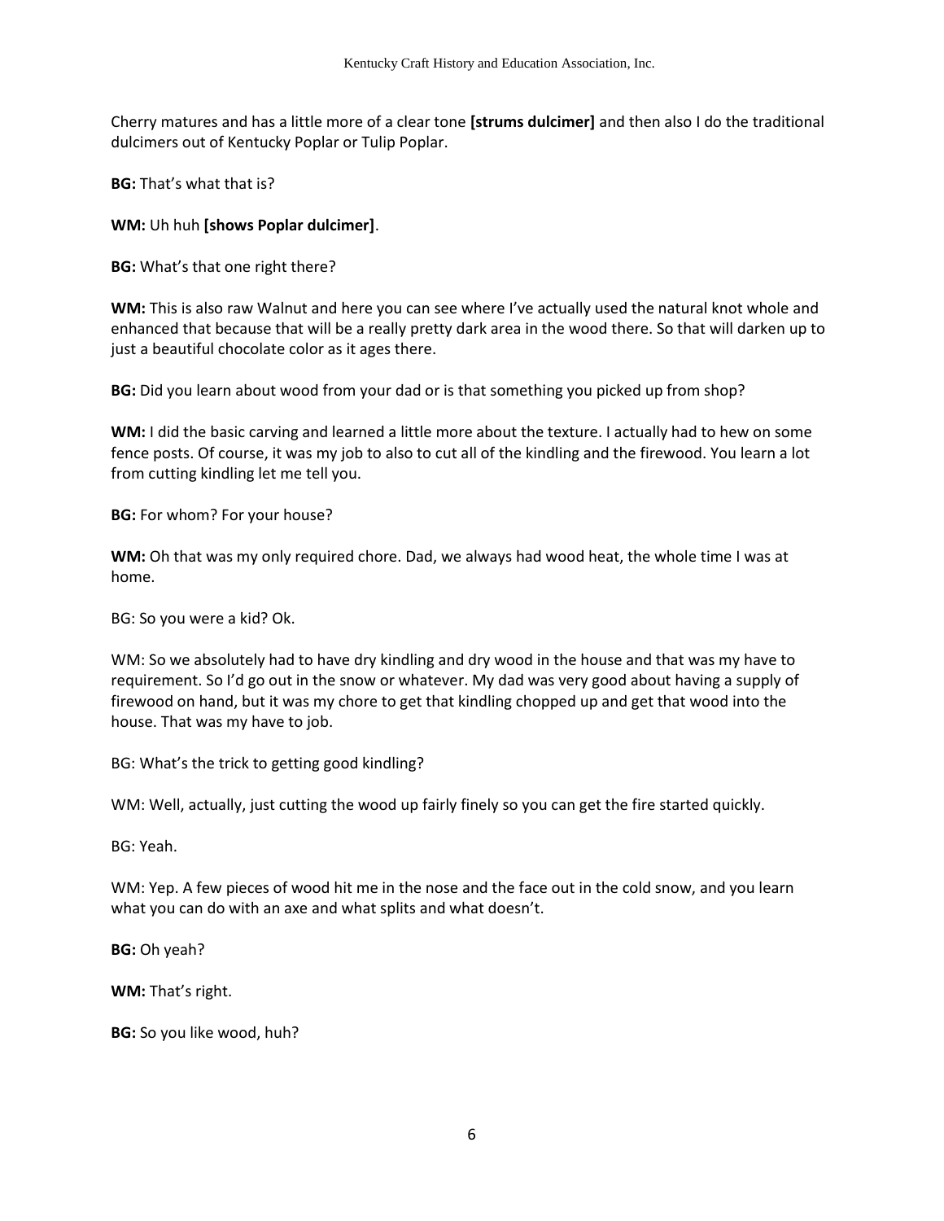Cherry matures and has a little more of a clear tone **[strums dulcimer]** and then also I do the traditional dulcimers out of Kentucky Poplar or Tulip Poplar.

**BG:** That's what that is?

**WM:** Uh huh **[shows Poplar dulcimer]**.

**BG:** What's that one right there?

**WM:** This is also raw Walnut and here you can see where I've actually used the natural knot whole and enhanced that because that will be a really pretty dark area in the wood there. So that will darken up to just a beautiful chocolate color as it ages there.

**BG:** Did you learn about wood from your dad or is that something you picked up from shop?

**WM:** I did the basic carving and learned a little more about the texture. I actually had to hew on some fence posts. Of course, it was my job to also to cut all of the kindling and the firewood. You learn a lot from cutting kindling let me tell you.

**BG:** For whom? For your house?

**WM:** Oh that was my only required chore. Dad, we always had wood heat, the whole time I was at home.

BG: So you were a kid? Ok.

WM: So we absolutely had to have dry kindling and dry wood in the house and that was my have to requirement. So I'd go out in the snow or whatever. My dad was very good about having a supply of firewood on hand, but it was my chore to get that kindling chopped up and get that wood into the house. That was my have to job.

BG: What's the trick to getting good kindling?

WM: Well, actually, just cutting the wood up fairly finely so you can get the fire started quickly.

BG: Yeah.

WM: Yep. A few pieces of wood hit me in the nose and the face out in the cold snow, and you learn what you can do with an axe and what splits and what doesn't.

**BG:** Oh yeah?

**WM:** That's right.

**BG:** So you like wood, huh?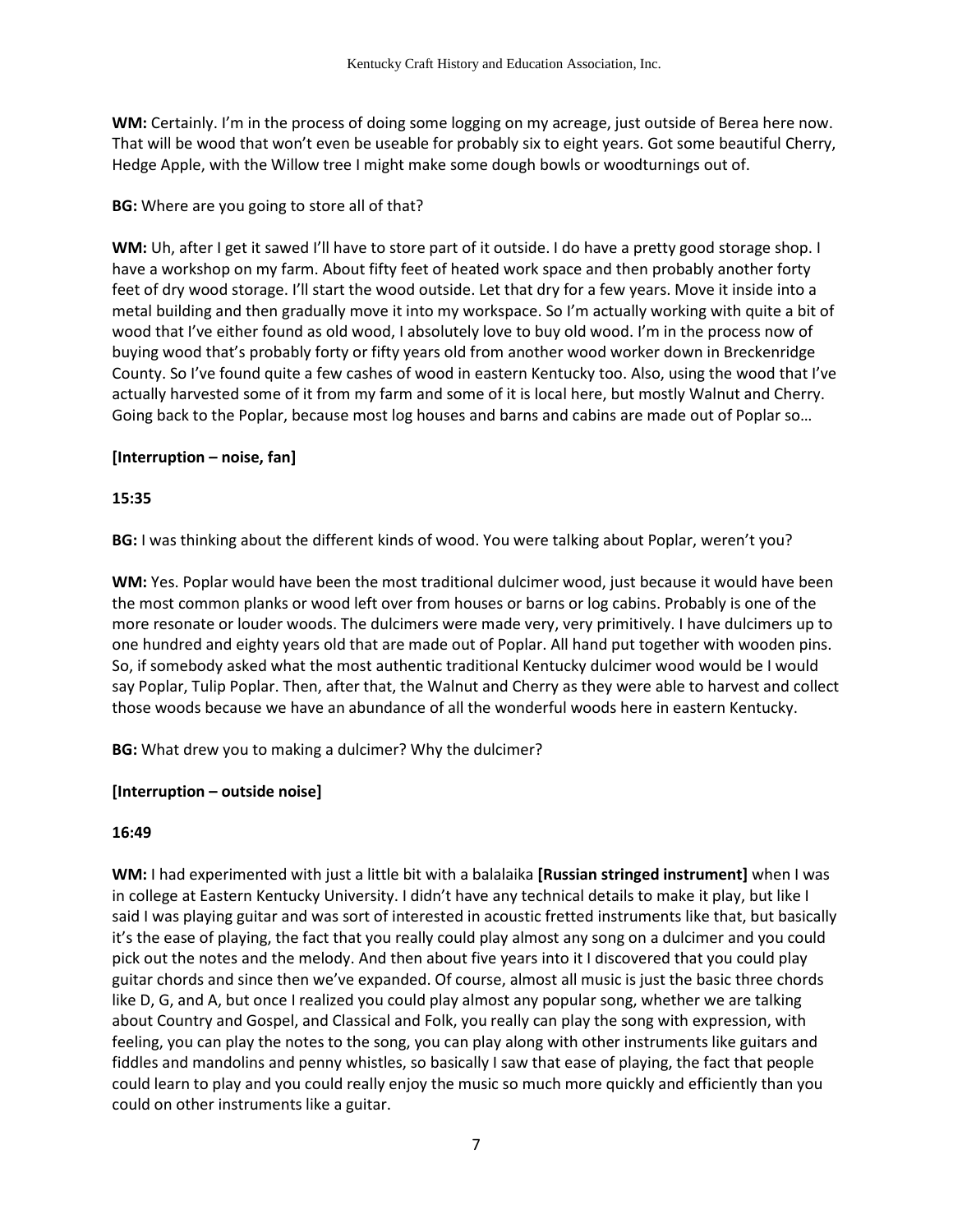**WM:** Certainly. I'm in the process of doing some logging on my acreage, just outside of Berea here now. That will be wood that won't even be useable for probably six to eight years. Got some beautiful Cherry, Hedge Apple, with the Willow tree I might make some dough bowls or woodturnings out of.

**BG:** Where are you going to store all of that?

**WM:** Uh, after I get it sawed I'll have to store part of it outside. I do have a pretty good storage shop. I have a workshop on my farm. About fifty feet of heated work space and then probably another forty feet of dry wood storage. I'll start the wood outside. Let that dry for a few years. Move it inside into a metal building and then gradually move it into my workspace. So I'm actually working with quite a bit of wood that I've either found as old wood, I absolutely love to buy old wood. I'm in the process now of buying wood that's probably forty or fifty years old from another wood worker down in Breckenridge County. So I've found quite a few cashes of wood in eastern Kentucky too. Also, using the wood that I've actually harvested some of it from my farm and some of it is local here, but mostly Walnut and Cherry. Going back to the Poplar, because most log houses and barns and cabins are made out of Poplar so…

**[Interruption – noise, fan]**

**15:35**

**BG:** I was thinking about the different kinds of wood. You were talking about Poplar, weren't you?

**WM:** Yes. Poplar would have been the most traditional dulcimer wood, just because it would have been the most common planks or wood left over from houses or barns or log cabins. Probably is one of the more resonate or louder woods. The dulcimers were made very, very primitively. I have dulcimers up to one hundred and eighty years old that are made out of Poplar. All hand put together with wooden pins. So, if somebody asked what the most authentic traditional Kentucky dulcimer wood would be I would say Poplar, Tulip Poplar. Then, after that, the Walnut and Cherry as they were able to harvest and collect those woods because we have an abundance of all the wonderful woods here in eastern Kentucky.

**BG:** What drew you to making a dulcimer? Why the dulcimer?

**[Interruption – outside noise]**

**16:49**

**WM:** I had experimented with just a little bit with a balalaika **[Russian stringed instrument]** when I was in college at Eastern Kentucky University. I didn't have any technical details to make it play, but like I said I was playing guitar and was sort of interested in acoustic fretted instruments like that, but basically it's the ease of playing, the fact that you really could play almost any song on a dulcimer and you could pick out the notes and the melody. And then about five years into it I discovered that you could play guitar chords and since then we've expanded. Of course, almost all music is just the basic three chords like D, G, and A, but once I realized you could play almost any popular song, whether we are talking about Country and Gospel, and Classical and Folk, you really can play the song with expression, with feeling, you can play the notes to the song, you can play along with other instruments like guitars and fiddles and mandolins and penny whistles, so basically I saw that ease of playing, the fact that people could learn to play and you could really enjoy the music so much more quickly and efficiently than you could on other instruments like a guitar.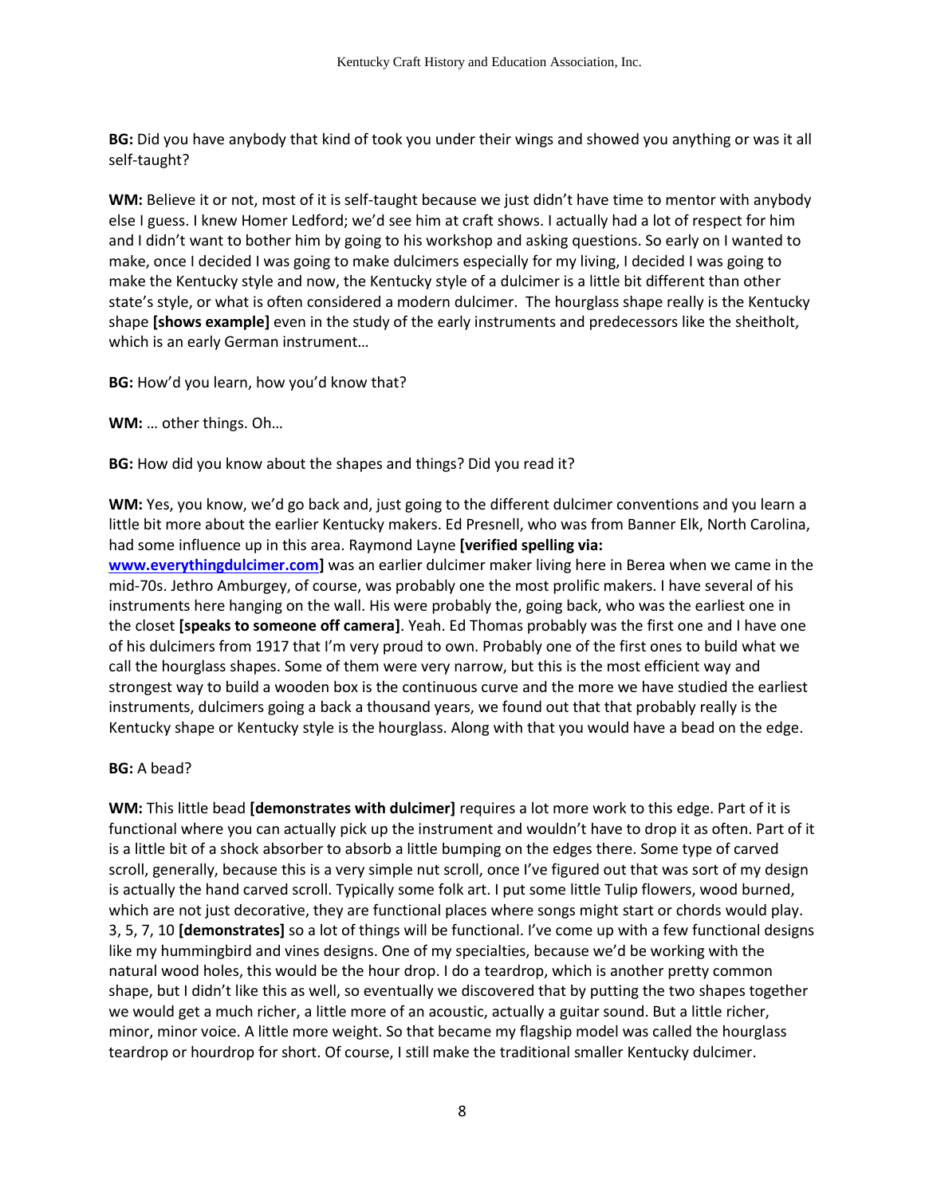**BG:** Did you have anybody that kind of took you under their wings and showed you anything or was it all self-taught?

**WM:** Believe it or not, most of it is self-taught because we just didn't have time to mentor with anybody else I guess. I knew Homer Ledford; we'd see him at craft shows. I actually had a lot of respect for him and I didn't want to bother him by going to his workshop and asking questions. So early on I wanted to make, once I decided I was going to make dulcimers especially for my living, I decided I was going to make the Kentucky style and now, the Kentucky style of a dulcimer is a little bit different than other state's style, or what is often considered a modern dulcimer. The hourglass shape really is the Kentucky shape **[shows example]** even in the study of the early instruments and predecessors like the sheitholt, which is an early German instrument…

**BG:** How'd you learn, how you'd know that?

**WM:** … other things. Oh…

**BG:** How did you know about the shapes and things? Did you read it?

**WM:** Yes, you know, we'd go back and, just going to the different dulcimer conventions and you learn a little bit more about the earlier Kentucky makers. Ed Presnell, who was from Banner Elk, North Carolina, had some influence up in this area. Raymond Layne **[verified spelling via: www.everythingdulcimer.com]** was an earlier dulcimer maker living here in Berea when we came in the mid-70s. Jethro Amburgey, of course, was probably one the most prolific makers. I have several of his instruments here hanging on the wall. His were probably the, going back, who was the earliest one in the closet **[speaks to someone off camera]**. Yeah. Ed Thomas probably was the first one and I have one of his dulcimers from 1917 that I'm very proud to own. Probably one of the first ones to build what we call the hourglass shapes. Some of them were very narrow, but this is the most efficient way and strongest way to build a wooden box is the continuous curve and the more we have studied the earliest instruments, dulcimers going a back a thousand years, we found out that that probably really is the Kentucky shape or Kentucky style is the hourglass. Along with that you would have a bead on the edge.

**BG:** A bead?

**WM:** This little bead **[demonstrates with dulcimer]** requires a lot more work to this edge. Part of it is functional where you can actually pick up the instrument and wouldn't have to drop it as often. Part of it is a little bit of a shock absorber to absorb a little bumping on the edges there. Some type of carved scroll, generally, because this is a very simple nut scroll, once I've figured out that was sort of my design is actually the hand carved scroll. Typically some folk art. I put some little Tulip flowers, wood burned, which are not just decorative, they are functional places where songs might start or chords would play. 3, 5, 7, 10 **[demonstrates]** so a lot of things will be functional. I've come up with a few functional designs like my hummingbird and vines designs. One of my specialties, because we'd be working with the natural wood holes, this would be the hour drop. I do a teardrop, which is another pretty common shape, but I didn't like this as well, so eventually we discovered that by putting the two shapes together we would get a much richer, a little more of an acoustic, actually a guitar sound. But a little richer, minor, minor voice. A little more weight. So that became my flagship model was called the hourglass teardrop or hourdrop for short. Of course, I still make the traditional smaller Kentucky dulcimer.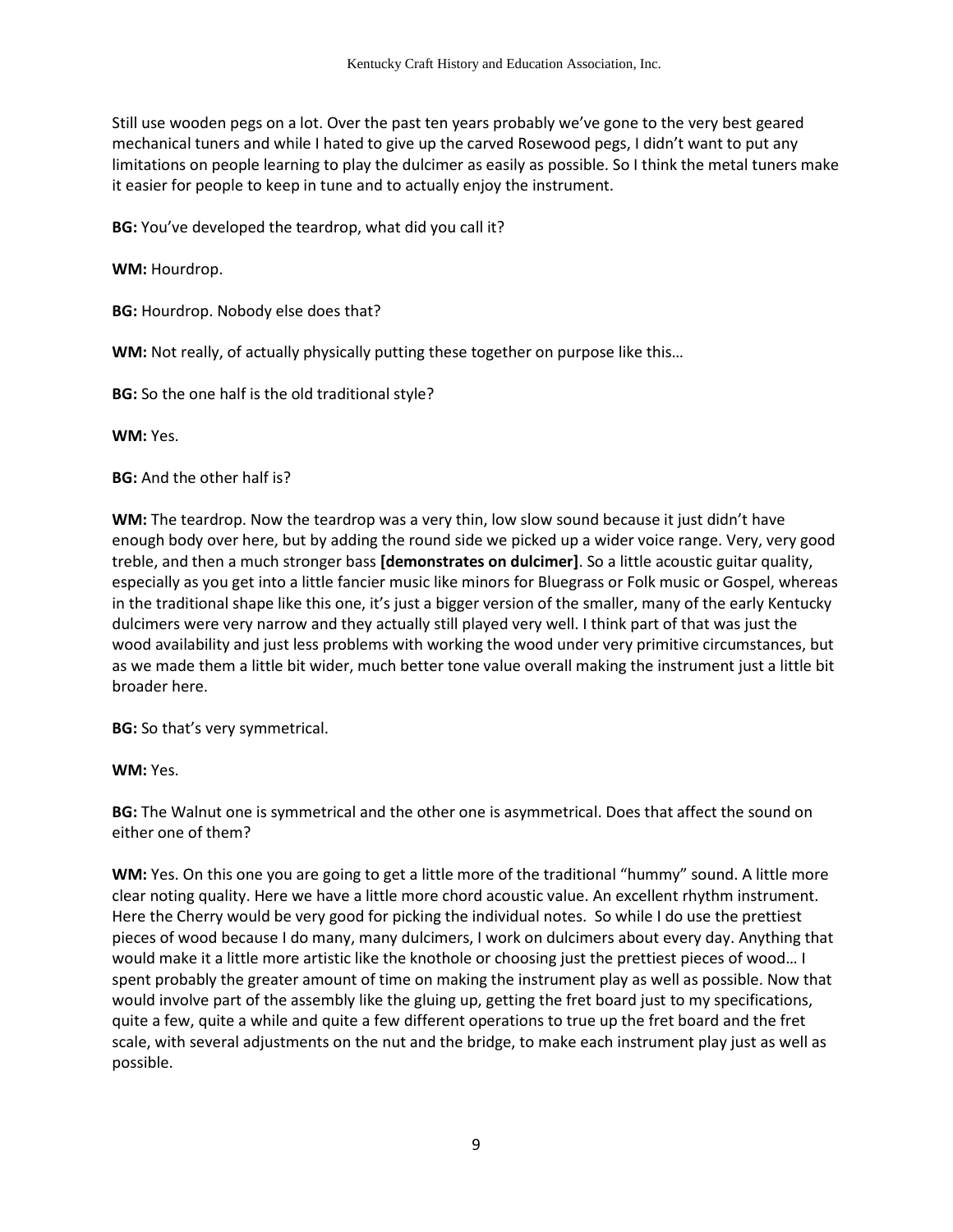Still use wooden pegs on a lot. Over the past ten years probably we've gone to the very best geared mechanical tuners and while I hated to give up the carved Rosewood pegs, I didn't want to put any limitations on people learning to play the dulcimer as easily as possible. So I think the metal tuners make it easier for people to keep in tune and to actually enjoy the instrument.

**BG:** You've developed the teardrop, what did you call it?

**WM:** Hourdrop.

**BG:** Hourdrop. Nobody else does that?

**WM:** Not really, of actually physically putting these together on purpose like this…

**BG:** So the one half is the old traditional style?

**WM:** Yes.

**BG:** And the other half is?

**WM:** The teardrop. Now the teardrop was a very thin, low slow sound because it just didn't have enough body over here, but by adding the round side we picked up a wider voice range. Very, very good treble, and then a much stronger bass **[demonstrates on dulcimer]**. So a little acoustic guitar quality, especially as you get into a little fancier music like minors for Bluegrass or Folk music or Gospel, whereas in the traditional shape like this one, it's just a bigger version of the smaller, many of the early Kentucky dulcimers were very narrow and they actually still played very well. I think part of that was just the wood availability and just less problems with working the wood under very primitive circumstances, but as we made them a little bit wider, much better tone value overall making the instrument just a little bit broader here.

**BG:** So that's very symmetrical.

**WM:** Yes.

**BG:** The Walnut one is symmetrical and the other one is asymmetrical. Does that affect the sound on either one of them?

**WM:** Yes. On this one you are going to get a little more of the traditional "hummy" sound. A little more clear noting quality. Here we have a little more chord acoustic value. An excellent rhythm instrument. Here the Cherry would be very good for picking the individual notes. So while I do use the prettiest pieces of wood because I do many, many dulcimers, I work on dulcimers about every day. Anything that would make it a little more artistic like the knothole or choosing just the prettiest pieces of wood… I spent probably the greater amount of time on making the instrument play as well as possible. Now that would involve part of the assembly like the gluing up, getting the fret board just to my specifications, quite a few, quite a while and quite a few different operations to true up the fret board and the fret scale, with several adjustments on the nut and the bridge, to make each instrument play just as well as possible.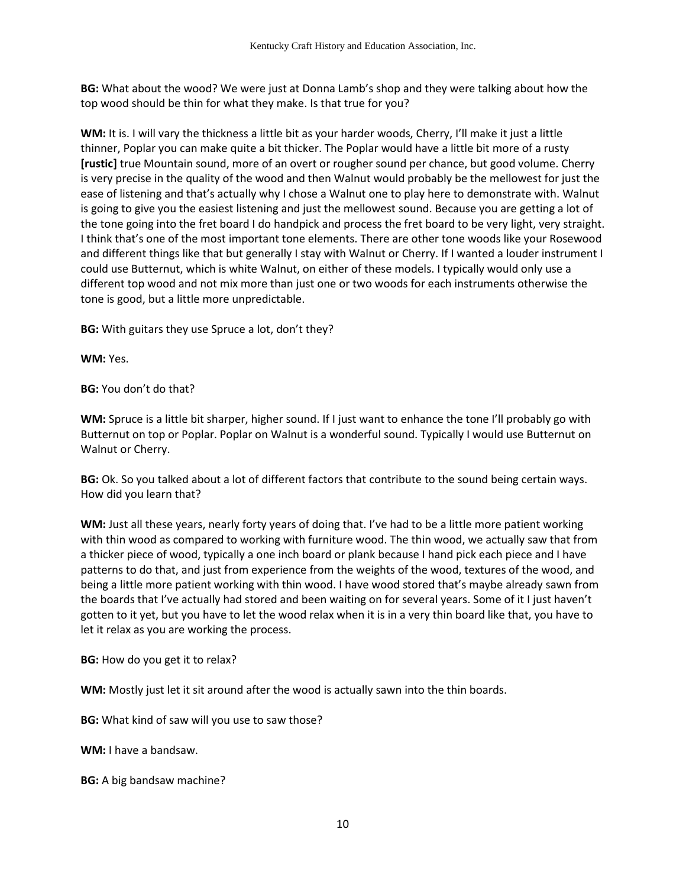**BG:** What about the wood? We were just at Donna Lamb's shop and they were talking about how the top wood should be thin for what they make. Is that true for you?

**WM:** It is. I will vary the thickness a little bit as your harder woods, Cherry, I'll make it just a little thinner, Poplar you can make quite a bit thicker. The Poplar would have a little bit more of a rusty **[rustic]** true Mountain sound, more of an overt or rougher sound per chance, but good volume. Cherry is very precise in the quality of the wood and then Walnut would probably be the mellowest for just the ease of listening and that's actually why I chose a Walnut one to play here to demonstrate with. Walnut is going to give you the easiest listening and just the mellowest sound. Because you are getting a lot of the tone going into the fret board I do handpick and process the fret board to be very light, very straight. I think that's one of the most important tone elements. There are other tone woods like your Rosewood and different things like that but generally I stay with Walnut or Cherry. If I wanted a louder instrument I could use Butternut, which is white Walnut, on either of these models. I typically would only use a different top wood and not mix more than just one or two woods for each instruments otherwise the tone is good, but a little more unpredictable.

**BG:** With guitars they use Spruce a lot, don't they?

**WM:** Yes.

**BG:** You don't do that?

**WM:** Spruce is a little bit sharper, higher sound. If I just want to enhance the tone I'll probably go with Butternut on top or Poplar. Poplar on Walnut is a wonderful sound. Typically I would use Butternut on Walnut or Cherry.

**BG:** Ok. So you talked about a lot of different factors that contribute to the sound being certain ways. How did you learn that?

**WM:** Just all these years, nearly forty years of doing that. I've had to be a little more patient working with thin wood as compared to working with furniture wood. The thin wood, we actually saw that from a thicker piece of wood, typically a one inch board or plank because I hand pick each piece and I have patterns to do that, and just from experience from the weights of the wood, textures of the wood, and being a little more patient working with thin wood. I have wood stored that's maybe already sawn from the boards that I've actually had stored and been waiting on for several years. Some of it I just haven't gotten to it yet, but you have to let the wood relax when it is in a very thin board like that, you have to let it relax as you are working the process.

**BG:** How do you get it to relax?

**WM:** Mostly just let it sit around after the wood is actually sawn into the thin boards.

**BG:** What kind of saw will you use to saw those?

**WM:** I have a bandsaw.

**BG:** A big bandsaw machine?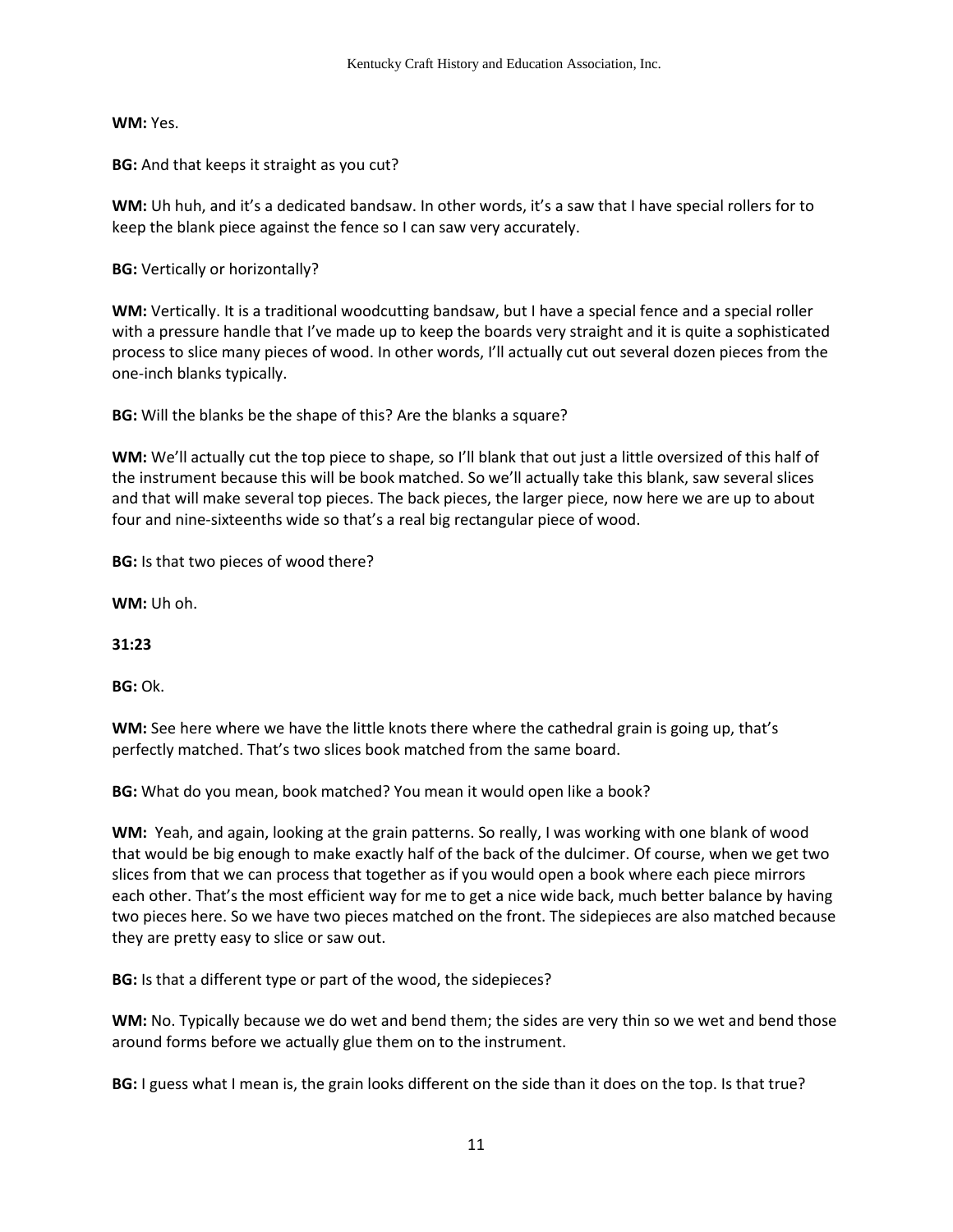**WM:** Yes.

**BG:** And that keeps it straight as you cut?

**WM:** Uh huh, and it's a dedicated bandsaw. In other words, it's a saw that I have special rollers for to keep the blank piece against the fence so I can saw very accurately.

**BG:** Vertically or horizontally?

**WM:** Vertically. It is a traditional woodcutting bandsaw, but I have a special fence and a special roller with a pressure handle that I've made up to keep the boards very straight and it is quite a sophisticated process to slice many pieces of wood. In other words, I'll actually cut out several dozen pieces from the one-inch blanks typically.

**BG:** Will the blanks be the shape of this? Are the blanks a square?

**WM:** We'll actually cut the top piece to shape, so I'll blank that out just a little oversized of this half of the instrument because this will be book matched. So we'll actually take this blank, saw several slices and that will make several top pieces. The back pieces, the larger piece, now here we are up to about four and nine-sixteenths wide so that's a real big rectangular piece of wood.

**BG:** Is that two pieces of wood there?

**WM:** Uh oh.

**31:23**

**BG:** Ok.

**WM:** See here where we have the little knots there where the cathedral grain is going up, that's perfectly matched. That's two slices book matched from the same board.

**BG:** What do you mean, book matched? You mean it would open like a book?

**WM:** Yeah, and again, looking at the grain patterns. So really, I was working with one blank of wood that would be big enough to make exactly half of the back of the dulcimer. Of course, when we get two slices from that we can process that together as if you would open a book where each piece mirrors each other. That's the most efficient way for me to get a nice wide back, much better balance by having two pieces here. So we have two pieces matched on the front. The sidepieces are also matched because they are pretty easy to slice or saw out.

**BG:** Is that a different type or part of the wood, the sidepieces?

**WM:** No. Typically because we do wet and bend them; the sides are very thin so we wet and bend those around forms before we actually glue them on to the instrument.

**BG:** I guess what I mean is, the grain looks different on the side than it does on the top. Is that true?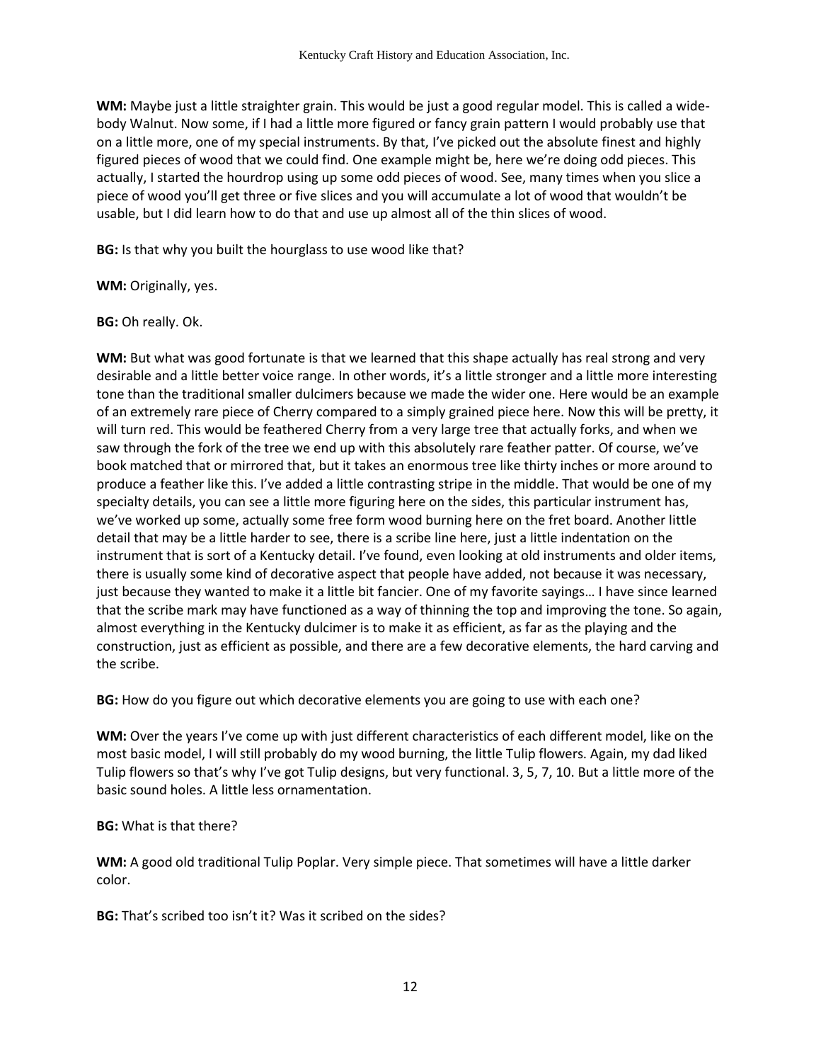**WM:** Maybe just a little straighter grain. This would be just a good regular model. This is called a wide-body Walnut. Now some, if I had a little more figured or fancy grain pattern I would probably use that on a little more, one of my special instruments. By that, I've picked out the absolute finest and highly figured pieces of wood that we could find. One example might be, here we're doing odd pieces. This actually, I started the hourdrop using up some odd pieces of wood. See, many times when you slice a piece of wood you'll get three or five slices and you will accumulate a lot of wood that wouldn't be usable, but I did learn how to do that and use up almost all of the thin slices of wood.

**BG:** Is that why you built the hourglass to use wood like that?

**WM:** Originally, yes.

**BG:** Oh really. Ok.

**WM:** But what was good fortunate is that we learned that this shape actually has real strong and very desirable and a little better voice range. In other words, it's a little stronger and a little more interesting tone than the traditional smaller dulcimers because we made the wider one. Here would be an example of an extremely rare piece of Cherry compared to a simply grained piece here. Now this will be pretty, it will turn red. This would be feathered Cherry from a very large tree that actually forks, and when we saw through the fork of the tree we end up with this absolutely rare feather patter. Of course, we've book matched that or mirrored that, but it takes an enormous tree like thirty inches or more around to produce a feather like this. I've added a little contrasting stripe in the middle. That would be one of my specialty details, you can see a little more figuring here on the sides, this particular instrument has, we've worked up some, actually some free form wood burning here on the fret board. Another little detail that may be a little harder to see, there is a scribe line here, just a little indentation on the instrument that is sort of a Kentucky detail. I've found, even looking at old instruments and older items, there is usually some kind of decorative aspect that people have added, not because it was necessary, just because they wanted to make it a little bit fancier. One of my favorite sayings… I have since learned that the scribe mark may have functioned as a way of thinning the top and improving the tone. So again, almost everything in the Kentucky dulcimer is to make it as efficient, as far as the playing and the construction, just as efficient as possible, and there are a few decorative elements, the hard carving and the scribe.

**BG:** How do you figure out which decorative elements you are going to use with each one?

**WM:** Over the years I've come up with just different characteristics of each different model, like on the most basic model, I will still probably do my wood burning, the little Tulip flowers. Again, my dad liked Tulip flowers so that's why I've got Tulip designs, but very functional. 3, 5, 7, 10. But a little more of the basic sound holes. A little less ornamentation.

**BG:** What is that there?

**WM:** A good old traditional Tulip Poplar. Very simple piece. That sometimes will have a little darker color.

**BG:** That's scribed too isn't it? Was it scribed on the sides?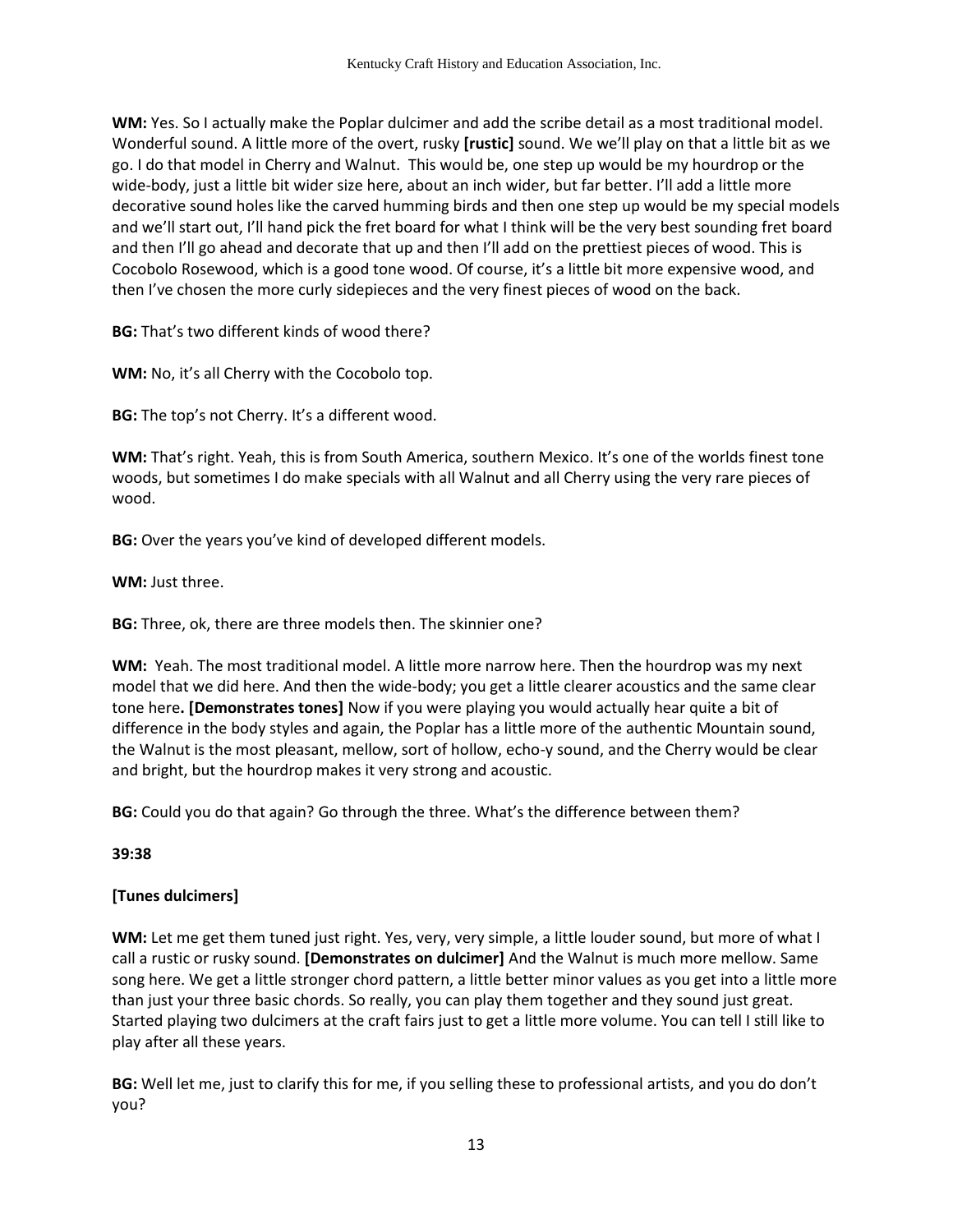**WM:** Yes. So I actually make the Poplar dulcimer and add the scribe detail as a most traditional model. Wonderful sound. A little more of the overt, rusky **[rustic]** sound. We we'll play on that a little bit as we go. I do that model in Cherry and Walnut. This would be, one step up would be my hourdrop or the wide-body, just a little bit wider size here, about an inch wider, but far better. I'll add a little more decorative sound holes like the carved humming birds and then one step up would be my special models and we'll start out, I'll hand pick the fret board for what I think will be the very best sounding fret board and then I'll go ahead and decorate that up and then I'll add on the prettiest pieces of wood. This is Cocobolo Rosewood, which is a good tone wood. Of course, it's a little bit more expensive wood, and then I've chosen the more curly sidepieces and the very finest pieces of wood on the back.

**BG:** That's two different kinds of wood there?

**WM:** No, it's all Cherry with the Cocobolo top.

**BG:** The top's not Cherry. It's a different wood.

**WM:** That's right. Yeah, this is from South America, southern Mexico. It's one of the worlds finest tone woods, but sometimes I do make specials with all Walnut and all Cherry using the very rare pieces of wood.

**BG:** Over the years you've kind of developed different models.

**WM:** Just three.

**BG:** Three, ok, there are three models then. The skinnier one?

**WM:** Yeah. The most traditional model. A little more narrow here. Then the hourdrop was my next model that we did here. And then the wide-body; you get a little clearer acoustics and the same clear tone here**. [Demonstrates tones]** Now if you were playing you would actually hear quite a bit of difference in the body styles and again, the Poplar has a little more of the authentic Mountain sound, the Walnut is the most pleasant, mellow, sort of hollow, echo-y sound, and the Cherry would be clear and bright, but the hourdrop makes it very strong and acoustic.

**BG:** Could you do that again? Go through the three. What's the difference between them?

**39:38**

**[Tunes dulcimers]**

**WM:** Let me get them tuned just right. Yes, very, very simple, a little louder sound, but more of what I call a rustic or rusky sound. **[Demonstrates on dulcimer]** And the Walnut is much more mellow. Same song here. We get a little stronger chord pattern, a little better minor values as you get into a little more than just your three basic chords. So really, you can play them together and they sound just great. Started playing two dulcimers at the craft fairs just to get a little more volume. You can tell I still like to play after all these years.

**BG:** Well let me, just to clarify this for me, if you selling these to professional artists, and you do don't you?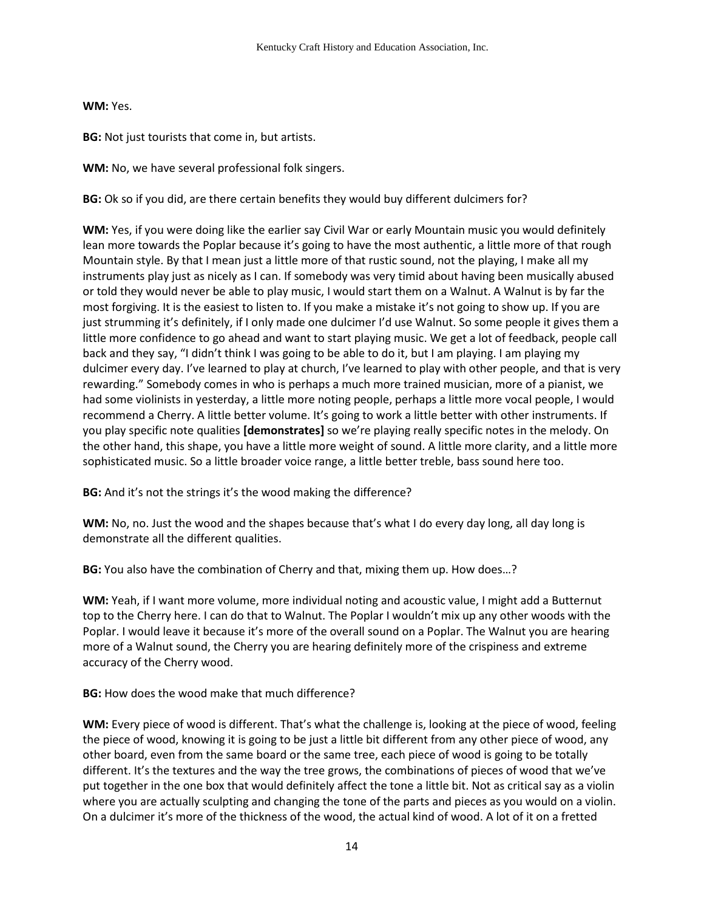**WM:** Yes.

**BG:** Not just tourists that come in, but artists.

**WM:** No, we have several professional folk singers.

**BG:** Ok so if you did, are there certain benefits they would buy different dulcimers for?

**WM:** Yes, if you were doing like the earlier say Civil War or early Mountain music you would definitely lean more towards the Poplar because it's going to have the most authentic, a little more of that rough Mountain style. By that I mean just a little more of that rustic sound, not the playing, I make all my instruments play just as nicely as I can. If somebody was very timid about having been musically abused or told they would never be able to play music, I would start them on a Walnut. A Walnut is by far the most forgiving. It is the easiest to listen to. If you make a mistake it's not going to show up. If you are just strumming it's definitely, if I only made one dulcimer I'd use Walnut. So some people it gives them a little more confidence to go ahead and want to start playing music. We get a lot of feedback, people call back and they say, "I didn't think I was going to be able to do it, but I am playing. I am playing my dulcimer every day. I've learned to play at church, I've learned to play with other people, and that is very rewarding." Somebody comes in who is perhaps a much more trained musician, more of a pianist, we had some violinists in yesterday, a little more noting people, perhaps a little more vocal people, I would recommend a Cherry. A little better volume. It's going to work a little better with other instruments. If you play specific note qualities **[demonstrates]** so we're playing really specific notes in the melody. On the other hand, this shape, you have a little more weight of sound. A little more clarity, and a little more sophisticated music. So a little broader voice range, a little better treble, bass sound here too.

**BG:** And it's not the strings it's the wood making the difference?

**WM:** No, no. Just the wood and the shapes because that's what I do every day long, all day long is demonstrate all the different qualities.

**BG:** You also have the combination of Cherry and that, mixing them up. How does…?

**WM:** Yeah, if I want more volume, more individual noting and acoustic value, I might add a Butternut top to the Cherry here. I can do that to Walnut. The Poplar I wouldn't mix up any other woods with the Poplar. I would leave it because it's more of the overall sound on a Poplar. The Walnut you are hearing more of a Walnut sound, the Cherry you are hearing definitely more of the crispiness and extreme accuracy of the Cherry wood.

**BG:** How does the wood make that much difference?

**WM:** Every piece of wood is different. That's what the challenge is, looking at the piece of wood, feeling the piece of wood, knowing it is going to be just a little bit different from any other piece of wood, any other board, even from the same board or the same tree, each piece of wood is going to be totally different. It's the textures and the way the tree grows, the combinations of pieces of wood that we've put together in the one box that would definitely affect the tone a little bit. Not as critical say as a violin where you are actually sculpting and changing the tone of the parts and pieces as you would on a violin. On a dulcimer it's more of the thickness of the wood, the actual kind of wood. A lot of it on a fretted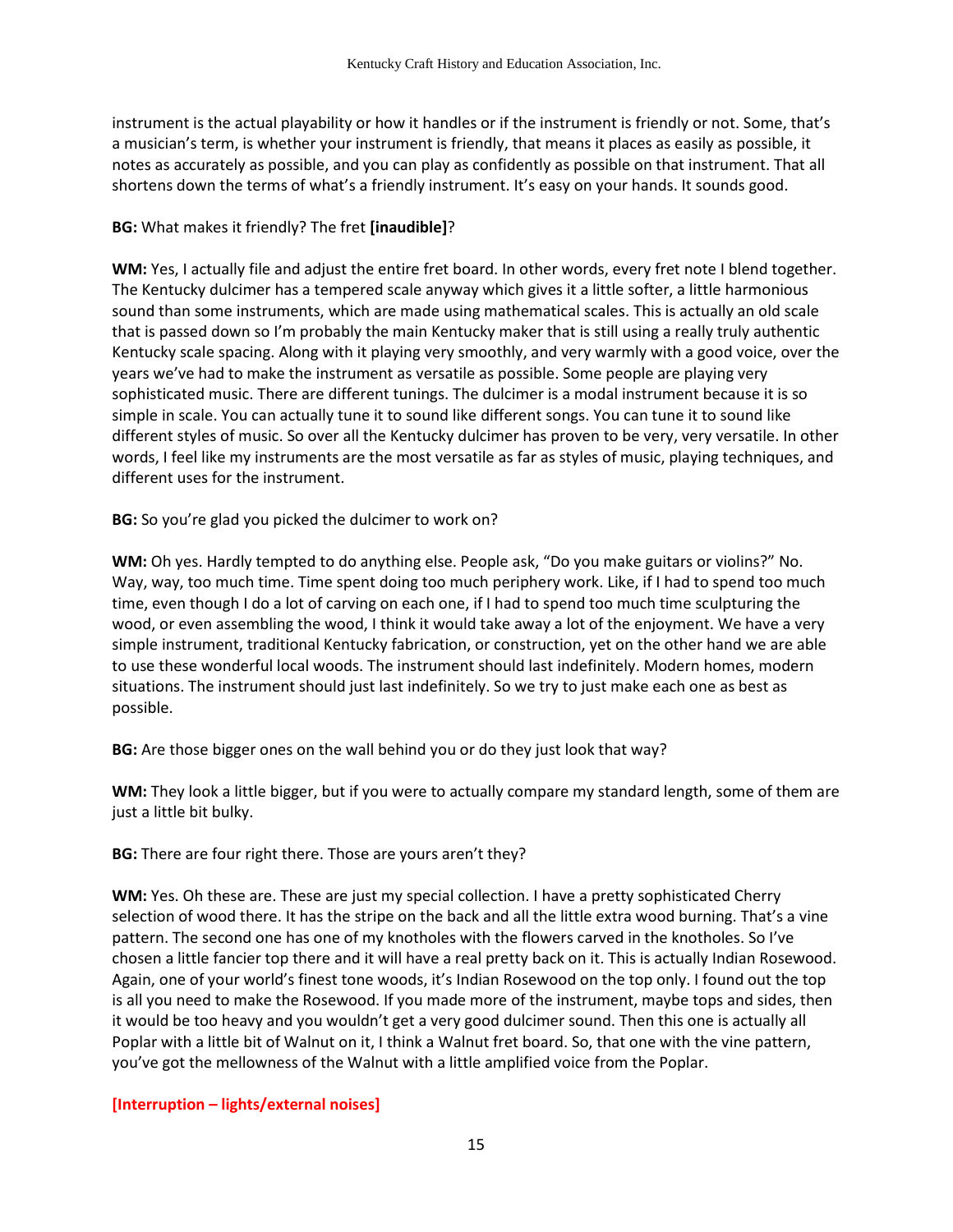instrument is the actual playability or how it handles or if the instrument is friendly or not. Some, that's a musician's term, is whether your instrument is friendly, that means it places as easily as possible, it notes as accurately as possible, and you can play as confidently as possible on that instrument. That all shortens down the terms of what's a friendly instrument. It's easy on your hands. It sounds good.

**BG:** What makes it friendly? The fret **[inaudible]**?

**WM:** Yes, I actually file and adjust the entire fret board. In other words, every fret note I blend together. The Kentucky dulcimer has a tempered scale anyway which gives it a little softer, a little harmonious sound than some instruments, which are made using mathematical scales. This is actually an old scale that is passed down so I'm probably the main Kentucky maker that is still using a really truly authentic Kentucky scale spacing. Along with it playing very smoothly, and very warmly with a good voice, over the years we've had to make the instrument as versatile as possible. Some people are playing very sophisticated music. There are different tunings. The dulcimer is a modal instrument because it is so simple in scale. You can actually tune it to sound like different songs. You can tune it to sound like different styles of music. So over all the Kentucky dulcimer has proven to be very, very versatile. In other words, I feel like my instruments are the most versatile as far as styles of music, playing techniques, and different uses for the instrument.

**BG:** So you're glad you picked the dulcimer to work on?

**WM:** Oh yes. Hardly tempted to do anything else. People ask, "Do you make guitars or violins?" No. Way, way, too much time. Time spent doing too much periphery work. Like, if I had to spend too much time, even though I do a lot of carving on each one, if I had to spend too much time sculpturing the wood, or even assembling the wood, I think it would take away a lot of the enjoyment. We have a very simple instrument, traditional Kentucky fabrication, or construction, yet on the other hand we are able to use these wonderful local woods. The instrument should last indefinitely. Modern homes, modern situations. The instrument should just last indefinitely. So we try to just make each one as best as possible.

**BG:** Are those bigger ones on the wall behind you or do they just look that way?

**WM:** They look a little bigger, but if you were to actually compare my standard length, some of them are just a little bit bulky.

**BG:** There are four right there. Those are yours aren't they?

**WM:** Yes. Oh these are. These are just my special collection. I have a pretty sophisticated Cherry selection of wood there. It has the stripe on the back and all the little extra wood burning. That's a vine pattern. The second one has one of my knotholes with the flowers carved in the knotholes. So I've chosen a little fancier top there and it will have a real pretty back on it. This is actually Indian Rosewood. Again, one of your world's finest tone woods, it's Indian Rosewood on the top only. I found out the top is all you need to make the Rosewood. If you made more of the instrument, maybe tops and sides, then it would be too heavy and you wouldn't get a very good dulcimer sound. Then this one is actually all Poplar with a little bit of Walnut on it, I think a Walnut fret board. So, that one with the vine pattern, you've got the mellowness of the Walnut with a little amplified voice from the Poplar.

**[Interruption – lights/external noises]**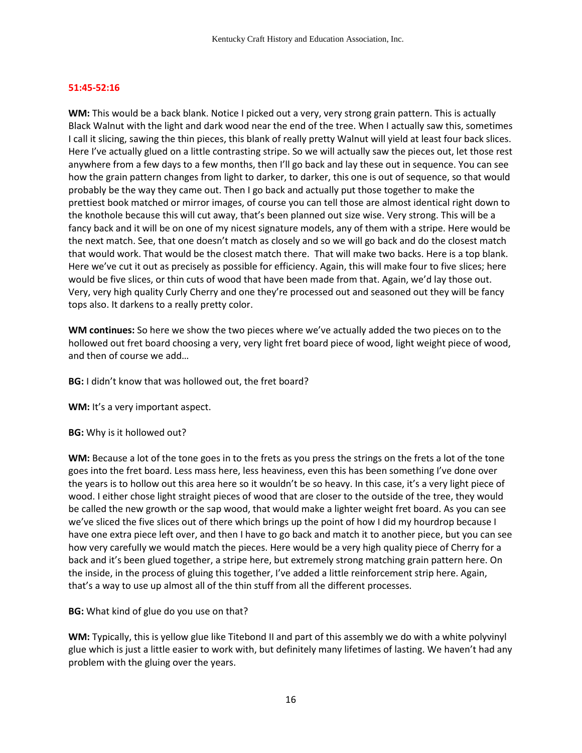**51:45-52:16**

**WM:** This would be a back blank. Notice I picked out a very, very strong grain pattern. This is actually Black Walnut with the light and dark wood near the end of the tree. When I actually saw this, sometimes I call it slicing, sawing the thin pieces, this blank of really pretty Walnut will yield at least four back slices. Here I've actually glued on a little contrasting stripe. So we will actually saw the pieces out, let those rest anywhere from a few days to a few months, then I'll go back and lay these out in sequence. You can see how the grain pattern changes from light to darker, to darker, this one is out of sequence, so that would probably be the way they came out. Then I go back and actually put those together to make the prettiest book matched or mirror images, of course you can tell those are almost identical right down to the knothole because this will cut away, that's been planned out size wise. Very strong. This will be a fancy back and it will be on one of my nicest signature models, any of them with a stripe. Here would be the next match. See, that one doesn't match as closely and so we will go back and do the closest match that would work. That would be the closest match there. That will make two backs. Here is a top blank. Here we've cut it out as precisely as possible for efficiency. Again, this will make four to five slices; here would be five slices, or thin cuts of wood that have been made from that. Again, we'd lay those out. Very, very high quality Curly Cherry and one they're processed out and seasoned out they will be fancy tops also. It darkens to a really pretty color.

**WM continues:** So here we show the two pieces where we've actually added the two pieces on to the hollowed out fret board choosing a very, very light fret board piece of wood, light weight piece of wood, and then of course we add…

**BG:** I didn't know that was hollowed out, the fret board?

**WM:** It's a very important aspect.

**BG:** Why is it hollowed out?

**WM:** Because a lot of the tone goes in to the frets as you press the strings on the frets a lot of the tone goes into the fret board. Less mass here, less heaviness, even this has been something I've done over the years is to hollow out this area here so it wouldn't be so heavy. In this case, it's a very light piece of wood. I either chose light straight pieces of wood that are closer to the outside of the tree, they would be called the new growth or the sap wood, that would make a lighter weight fret board. As you can see we've sliced the five slices out of there which brings up the point of how I did my hourdrop because I have one extra piece left over, and then I have to go back and match it to another piece, but you can see how very carefully we would match the pieces. Here would be a very high quality piece of Cherry for a back and it's been glued together, a stripe here, but extremely strong matching grain pattern here. On the inside, in the process of gluing this together, I've added a little reinforcement strip here. Again, that's a way to use up almost all of the thin stuff from all the different processes.

**BG:** What kind of glue do you use on that?

**WM:** Typically, this is yellow glue like Titebond II and part of this assembly we do with a white polyvinyl glue which is just a little easier to work with, but definitely many lifetimes of lasting. We haven't had any problem with the gluing over the years.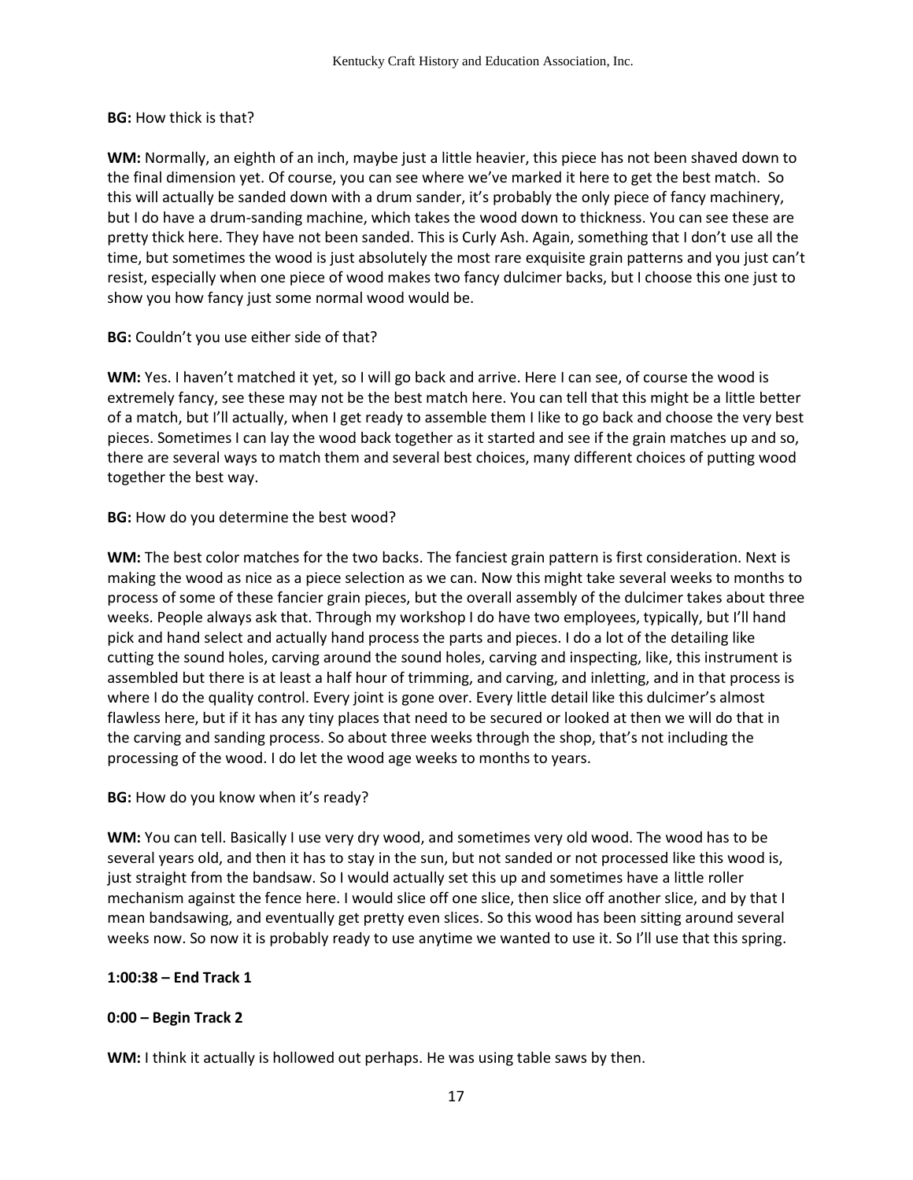**BG:** How thick is that?

**WM:** Normally, an eighth of an inch, maybe just a little heavier, this piece has not been shaved down to the final dimension yet. Of course, you can see where we've marked it here to get the best match. So this will actually be sanded down with a drum sander, it's probably the only piece of fancy machinery, but I do have a drum-sanding machine, which takes the wood down to thickness. You can see these are pretty thick here. They have not been sanded. This is Curly Ash. Again, something that I don't use all the time, but sometimes the wood is just absolutely the most rare exquisite grain patterns and you just can't resist, especially when one piece of wood makes two fancy dulcimer backs, but I choose this one just to show you how fancy just some normal wood would be.

**BG:** Couldn't you use either side of that?

**WM:** Yes. I haven't matched it yet, so I will go back and arrive. Here I can see, of course the wood is extremely fancy, see these may not be the best match here. You can tell that this might be a little better of a match, but I'll actually, when I get ready to assemble them I like to go back and choose the very best pieces. Sometimes I can lay the wood back together as it started and see if the grain matches up and so, there are several ways to match them and several best choices, many different choices of putting wood together the best way.

**BG:** How do you determine the best wood?

**WM:** The best color matches for the two backs. The fanciest grain pattern is first consideration. Next is making the wood as nice as a piece selection as we can. Now this might take several weeks to months to process of some of these fancier grain pieces, but the overall assembly of the dulcimer takes about three weeks. People always ask that. Through my workshop I do have two employees, typically, but I'll hand pick and hand select and actually hand process the parts and pieces. I do a lot of the detailing like cutting the sound holes, carving around the sound holes, carving and inspecting, like, this instrument is assembled but there is at least a half hour of trimming, and carving, and inletting, and in that process is where I do the quality control. Every joint is gone over. Every little detail like this dulcimer's almost flawless here, but if it has any tiny places that need to be secured or looked at then we will do that in the carving and sanding process. So about three weeks through the shop, that's not including the processing of the wood. I do let the wood age weeks to months to years.

**BG:** How do you know when it's ready?

**WM:** You can tell. Basically I use very dry wood, and sometimes very old wood. The wood has to be several years old, and then it has to stay in the sun, but not sanded or not processed like this wood is, just straight from the bandsaw. So I would actually set this up and sometimes have a little roller mechanism against the fence here. I would slice off one slice, then slice off another slice, and by that I mean bandsawing, and eventually get pretty even slices. So this wood has been sitting around several weeks now. So now it is probably ready to use anytime we wanted to use it. So I'll use that this spring.

**1:00:38 – End Track 1**

**0:00 – Begin Track 2**

**WM:** I think it actually is hollowed out perhaps. He was using table saws by then.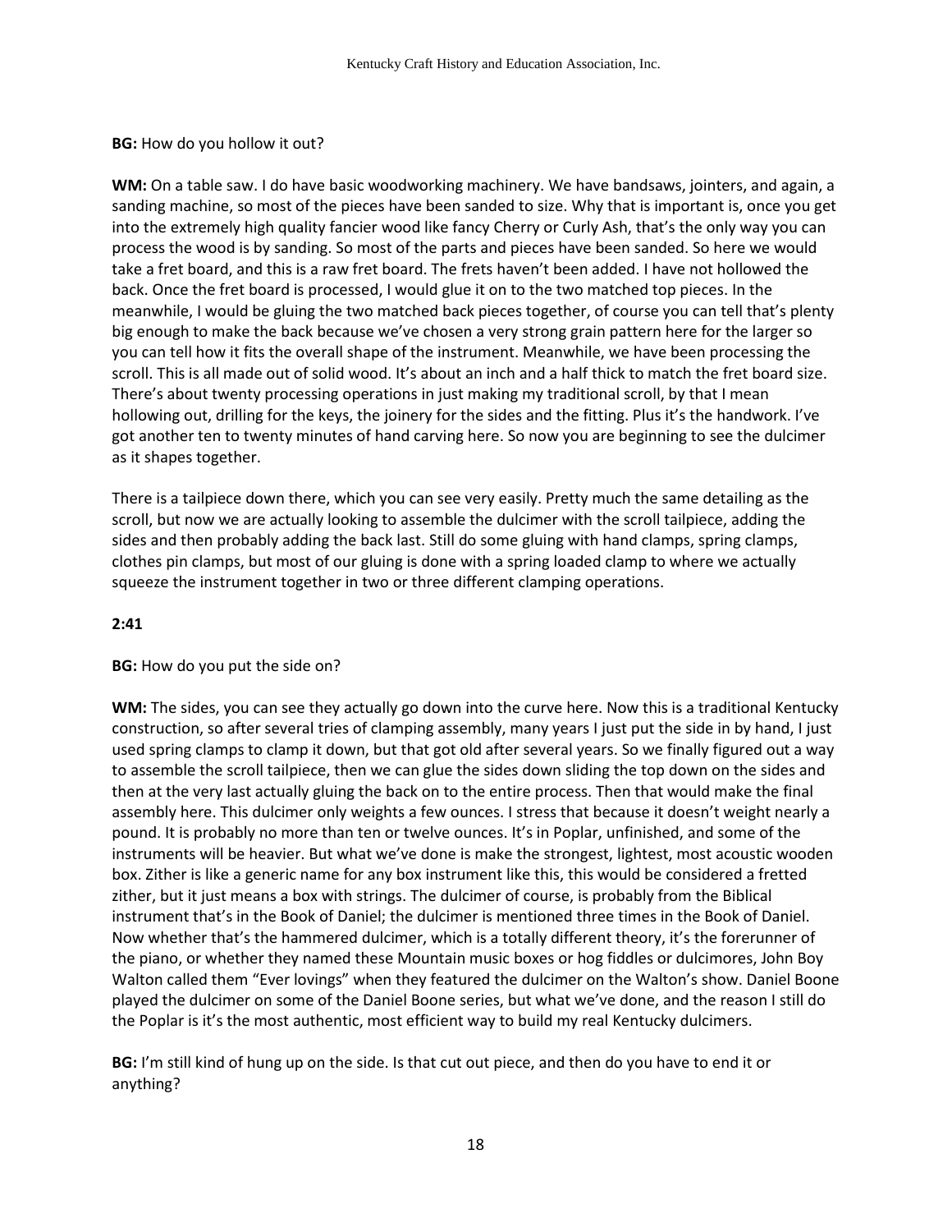**BG:** How do you hollow it out?

**WM:** On a table saw. I do have basic woodworking machinery. We have bandsaws, jointers, and again, a sanding machine, so most of the pieces have been sanded to size. Why that is important is, once you get into the extremely high quality fancier wood like fancy Cherry or Curly Ash, that's the only way you can process the wood is by sanding. So most of the parts and pieces have been sanded. So here we would take a fret board, and this is a raw fret board. The frets haven't been added. I have not hollowed the back. Once the fret board is processed, I would glue it on to the two matched top pieces. In the meanwhile, I would be gluing the two matched back pieces together, of course you can tell that's plenty big enough to make the back because we've chosen a very strong grain pattern here for the larger so you can tell how it fits the overall shape of the instrument. Meanwhile, we have been processing the scroll. This is all made out of solid wood. It's about an inch and a half thick to match the fret board size. There's about twenty processing operations in just making my traditional scroll, by that I mean hollowing out, drilling for the keys, the joinery for the sides and the fitting. Plus it's the handwork. I've got another ten to twenty minutes of hand carving here. So now you are beginning to see the dulcimer as it shapes together.

There is a tailpiece down there, which you can see very easily. Pretty much the same detailing as the scroll, but now we are actually looking to assemble the dulcimer with the scroll tailpiece, adding the sides and then probably adding the back last. Still do some gluing with hand clamps, spring clamps, clothes pin clamps, but most of our gluing is done with a spring loaded clamp to where we actually squeeze the instrument together in two or three different clamping operations.

**2:41**

**BG:** How do you put the side on?

**WM:** The sides, you can see they actually go down into the curve here. Now this is a traditional Kentucky construction, so after several tries of clamping assembly, many years I just put the side in by hand, I just used spring clamps to clamp it down, but that got old after several years. So we finally figured out a way to assemble the scroll tailpiece, then we can glue the sides down sliding the top down on the sides and then at the very last actually gluing the back on to the entire process. Then that would make the final assembly here. This dulcimer only weights a few ounces. I stress that because it doesn't weight nearly a pound. It is probably no more than ten or twelve ounces. It's in Poplar, unfinished, and some of the instruments will be heavier. But what we've done is make the strongest, lightest, most acoustic wooden box. Zither is like a generic name for any box instrument like this, this would be considered a fretted zither, but it just means a box with strings. The dulcimer of course, is probably from the Biblical instrument that's in the Book of Daniel; the dulcimer is mentioned three times in the Book of Daniel. Now whether that's the hammered dulcimer, which is a totally different theory, it's the forerunner of the piano, or whether they named these Mountain music boxes or hog fiddles or dulcimores, John Boy Walton called them "Ever lovings" when they featured the dulcimer on the Walton's show. Daniel Boone played the dulcimer on some of the Daniel Boone series, but what we've done, and the reason I still do the Poplar is it's the most authentic, most efficient way to build my real Kentucky dulcimers.

**BG:** I'm still kind of hung up on the side. Is that cut out piece, and then do you have to end it or anything?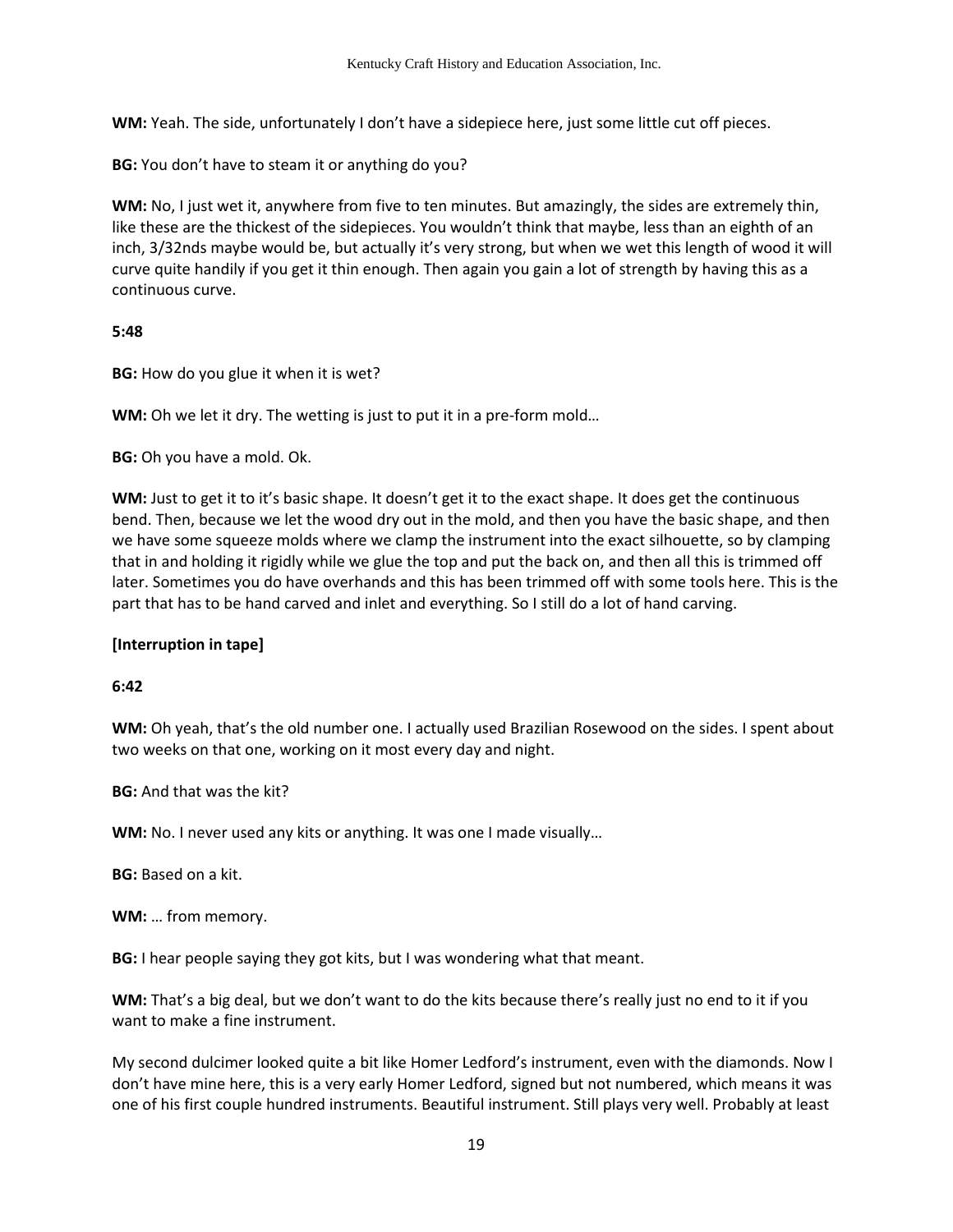**WM:** Yeah. The side, unfortunately I don't have a sidepiece here, just some little cut off pieces.

**BG:** You don't have to steam it or anything do you?

**WM:** No, I just wet it, anywhere from five to ten minutes. But amazingly, the sides are extremely thin, like these are the thickest of the sidepieces. You wouldn't think that maybe, less than an eighth of an inch, 3/32nds maybe would be, but actually it's very strong, but when we wet this length of wood it will curve quite handily if you get it thin enough. Then again you gain a lot of strength by having this as a continuous curve.

**5:48**

**BG:** How do you glue it when it is wet?

**WM:** Oh we let it dry. The wetting is just to put it in a pre-form mold…

**BG:** Oh you have a mold. Ok.

**WM:** Just to get it to it's basic shape. It doesn't get it to the exact shape. It does get the continuous bend. Then, because we let the wood dry out in the mold, and then you have the basic shape, and then we have some squeeze molds where we clamp the instrument into the exact silhouette, so by clamping that in and holding it rigidly while we glue the top and put the back on, and then all this is trimmed off later. Sometimes you do have overhands and this has been trimmed off with some tools here. This is the part that has to be hand carved and inlet and everything. So I still do a lot of hand carving.

**[Interruption in tape]**

**6:42**

**WM:** Oh yeah, that's the old number one. I actually used Brazilian Rosewood on the sides. I spent about two weeks on that one, working on it most every day and night.

**BG:** And that was the kit?

**WM:** No. I never used any kits or anything. It was one I made visually…

**BG:** Based on a kit.

**WM:** … from memory.

**BG:** I hear people saying they got kits, but I was wondering what that meant.

**WM:** That's a big deal, but we don't want to do the kits because there's really just no end to it if you want to make a fine instrument.

My second dulcimer looked quite a bit like Homer Ledford's instrument, even with the diamonds. Now I don't have mine here, this is a very early Homer Ledford, signed but not numbered, which means it was one of his first couple hundred instruments. Beautiful instrument. Still plays very well. Probably at least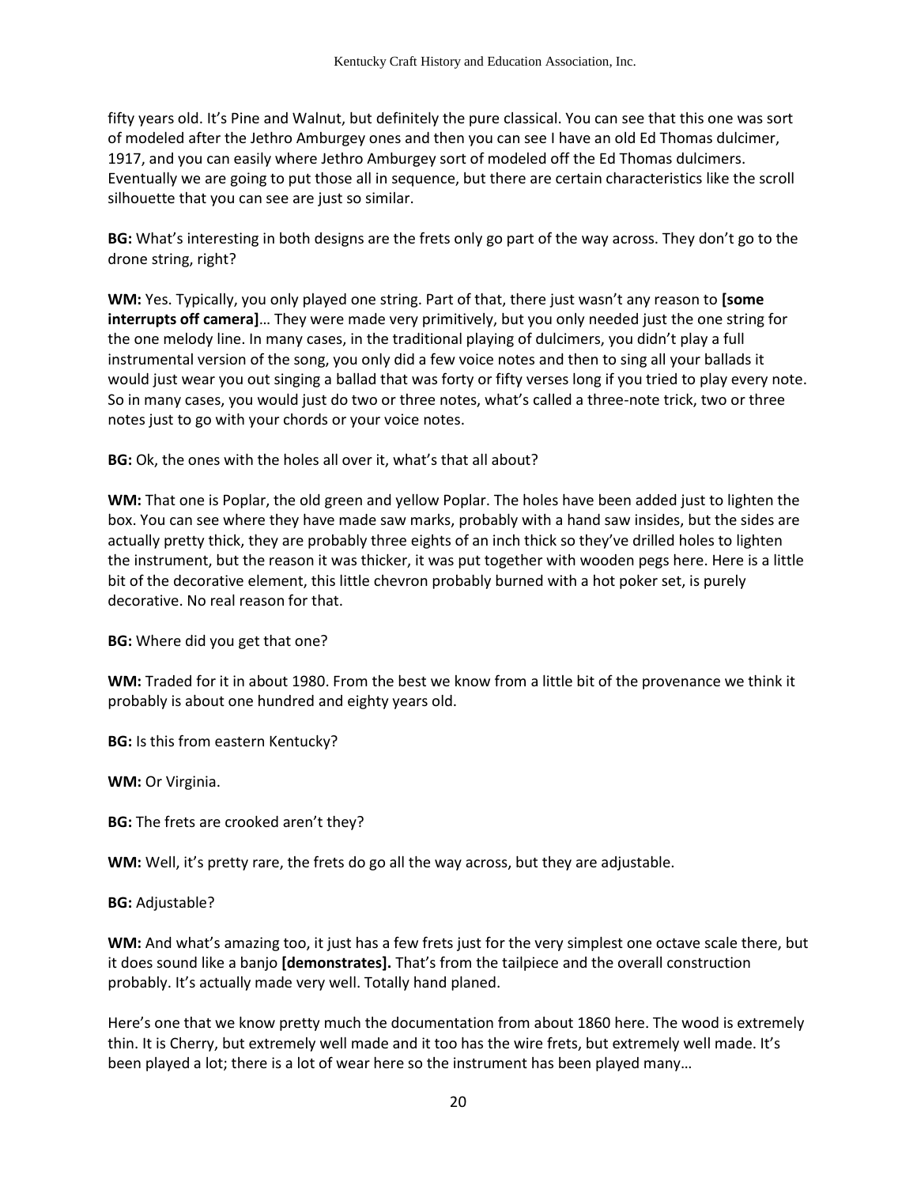fifty years old. It's Pine and Walnut, but definitely the pure classical. You can see that this one was sort of modeled after the Jethro Amburgey ones and then you can see I have an old Ed Thomas dulcimer, 1917, and you can easily where Jethro Amburgey sort of modeled off the Ed Thomas dulcimers. Eventually we are going to put those all in sequence, but there are certain characteristics like the scroll silhouette that you can see are just so similar.

**BG:** What's interesting in both designs are the frets only go part of the way across. They don't go to the drone string, right?

**WM:** Yes. Typically, you only played one string. Part of that, there just wasn't any reason to **[some interrupts off camera]**… They were made very primitively, but you only needed just the one string for the one melody line. In many cases, in the traditional playing of dulcimers, you didn't play a full instrumental version of the song, you only did a few voice notes and then to sing all your ballads it would just wear you out singing a ballad that was forty or fifty verses long if you tried to play every note. So in many cases, you would just do two or three notes, what's called a three-note trick, two or three notes just to go with your chords or your voice notes.

**BG:** Ok, the ones with the holes all over it, what's that all about?

**WM:** That one is Poplar, the old green and yellow Poplar. The holes have been added just to lighten the box. You can see where they have made saw marks, probably with a hand saw insides, but the sides are actually pretty thick, they are probably three eights of an inch thick so they've drilled holes to lighten the instrument, but the reason it was thicker, it was put together with wooden pegs here. Here is a little bit of the decorative element, this little chevron probably burned with a hot poker set, is purely decorative. No real reason for that.

**BG:** Where did you get that one?

**WM:** Traded for it in about 1980. From the best we know from a little bit of the provenance we think it probably is about one hundred and eighty years old.

**BG:** Is this from eastern Kentucky?

**WM:** Or Virginia.

**BG:** The frets are crooked aren't they?

**WM:** Well, it's pretty rare, the frets do go all the way across, but they are adjustable.

**BG:** Adjustable?

**WM:** And what's amazing too, it just has a few frets just for the very simplest one octave scale there, but it does sound like a banjo **[demonstrates].** That's from the tailpiece and the overall construction probably. It's actually made very well. Totally hand planed.

Here's one that we know pretty much the documentation from about 1860 here. The wood is extremely thin. It is Cherry, but extremely well made and it too has the wire frets, but extremely well made. It's been played a lot; there is a lot of wear here so the instrument has been played many…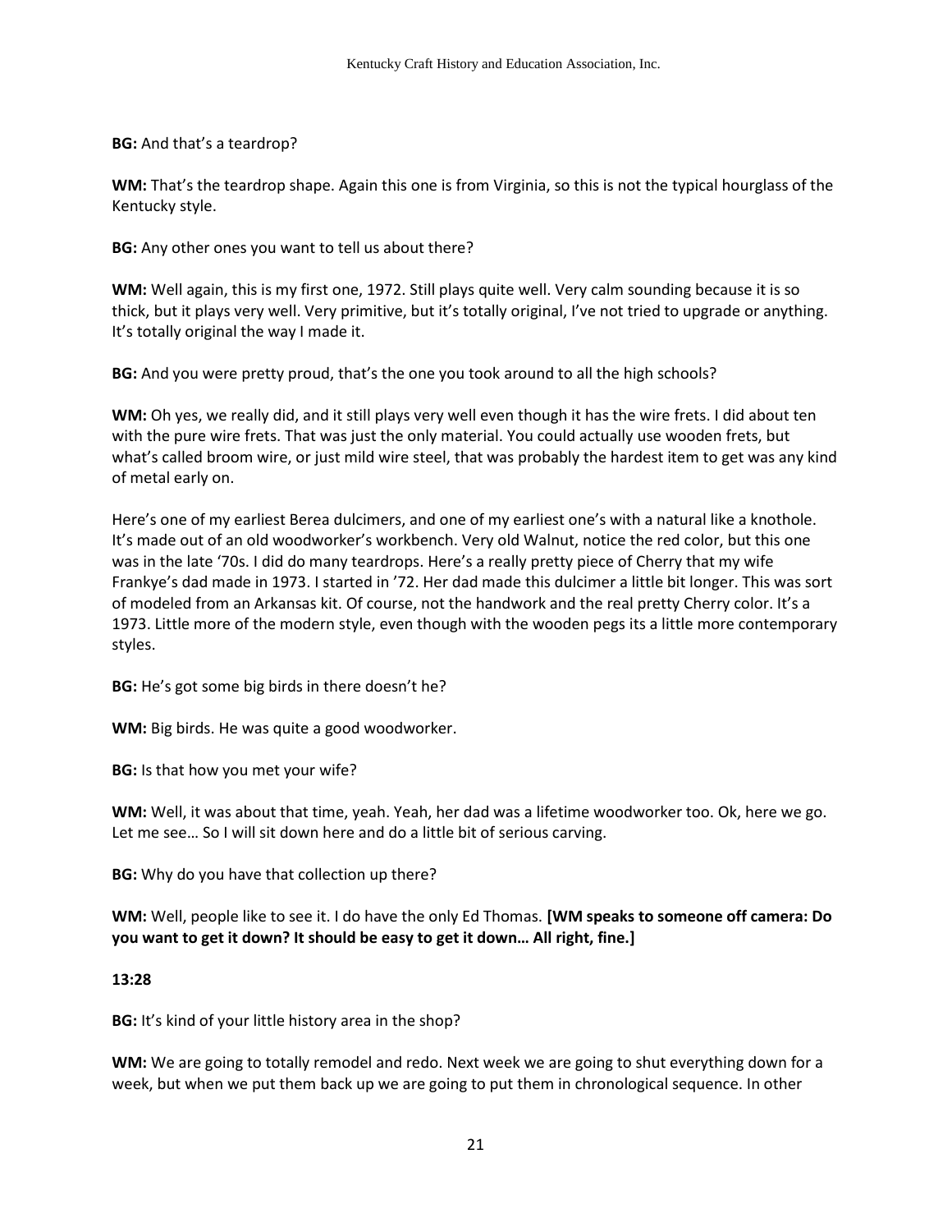**BG:** And that's a teardrop?

**WM:** That's the teardrop shape. Again this one is from Virginia, so this is not the typical hourglass of the Kentucky style.

**BG:** Any other ones you want to tell us about there?

**WM:** Well again, this is my first one, 1972. Still plays quite well. Very calm sounding because it is so thick, but it plays very well. Very primitive, but it's totally original, I've not tried to upgrade or anything. It's totally original the way I made it.

**BG:** And you were pretty proud, that's the one you took around to all the high schools?

**WM:** Oh yes, we really did, and it still plays very well even though it has the wire frets. I did about ten with the pure wire frets. That was just the only material. You could actually use wooden frets, but what's called broom wire, or just mild wire steel, that was probably the hardest item to get was any kind of metal early on.

Here's one of my earliest Berea dulcimers, and one of my earliest one's with a natural like a knothole. It's made out of an old woodworker's workbench. Very old Walnut, notice the red color, but this one was in the late '70s. I did do many teardrops. Here's a really pretty piece of Cherry that my wife Frankye's dad made in 1973. I started in '72. Her dad made this dulcimer a little bit longer. This was sort of modeled from an Arkansas kit. Of course, not the handwork and the real pretty Cherry color. It's a 1973. Little more of the modern style, even though with the wooden pegs its a little more contemporary styles.

**BG:** He's got some big birds in there doesn't he?

**WM:** Big birds. He was quite a good woodworker.

**BG:** Is that how you met your wife?

**WM:** Well, it was about that time, yeah. Yeah, her dad was a lifetime woodworker too. Ok, here we go. Let me see… So I will sit down here and do a little bit of serious carving.

**BG:** Why do you have that collection up there?

**WM:** Well, people like to see it. I do have the only Ed Thomas. **[WM speaks to someone off camera: Do you want to get it down? It should be easy to get it down… All right, fine.]**

**13:28**

**BG:** It's kind of your little history area in the shop?

**WM:** We are going to totally remodel and redo. Next week we are going to shut everything down for a week, but when we put them back up we are going to put them in chronological sequence. In other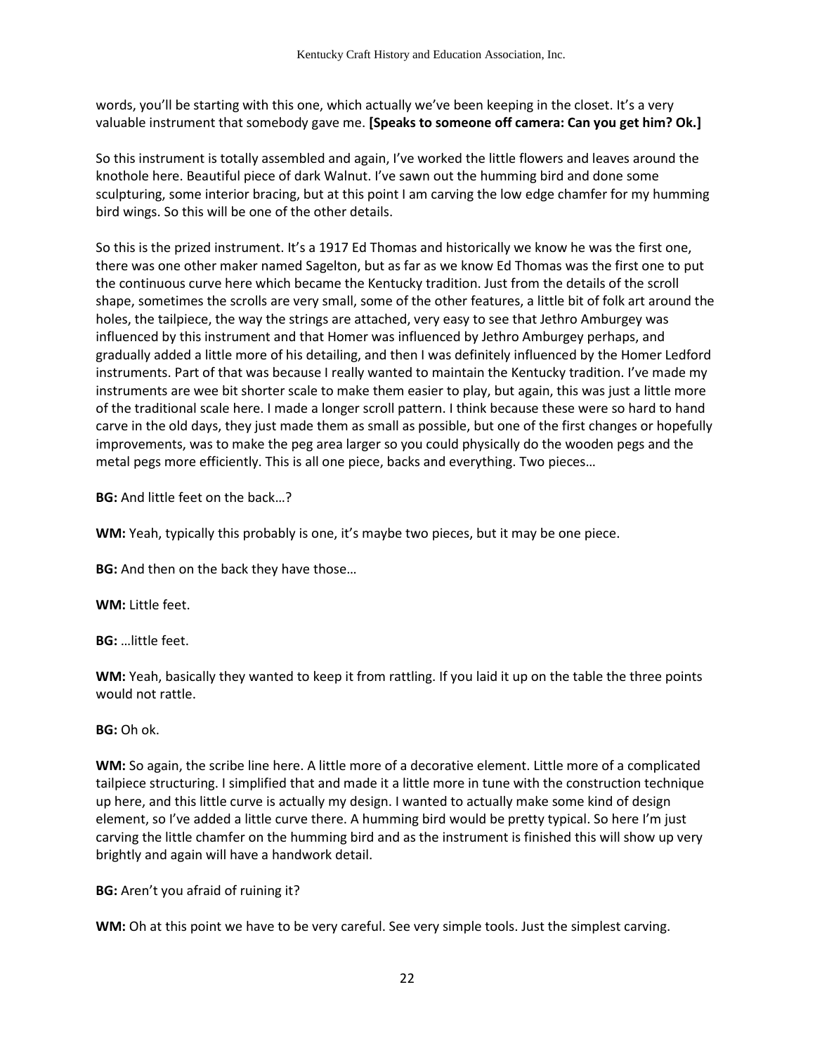words, you'll be starting with this one, which actually we've been keeping in the closet. It's a very valuable instrument that somebody gave me. **[Speaks to someone off camera: Can you get him? Ok.]**

So this instrument is totally assembled and again, I've worked the little flowers and leaves around the knothole here. Beautiful piece of dark Walnut. I've sawn out the humming bird and done some sculpturing, some interior bracing, but at this point I am carving the low edge chamfer for my humming bird wings. So this will be one of the other details.

So this is the prized instrument. It's a 1917 Ed Thomas and historically we know he was the first one, there was one other maker named Sagelton, but as far as we know Ed Thomas was the first one to put the continuous curve here which became the Kentucky tradition. Just from the details of the scroll shape, sometimes the scrolls are very small, some of the other features, a little bit of folk art around the holes, the tailpiece, the way the strings are attached, very easy to see that Jethro Amburgey was influenced by this instrument and that Homer was influenced by Jethro Amburgey perhaps, and gradually added a little more of his detailing, and then I was definitely influenced by the Homer Ledford instruments. Part of that was because I really wanted to maintain the Kentucky tradition. I've made my instruments are wee bit shorter scale to make them easier to play, but again, this was just a little more of the traditional scale here. I made a longer scroll pattern. I think because these were so hard to hand carve in the old days, they just made them as small as possible, but one of the first changes or hopefully improvements, was to make the peg area larger so you could physically do the wooden pegs and the metal pegs more efficiently. This is all one piece, backs and everything. Two pieces…

**BG:** And little feet on the back…?

**WM:** Yeah, typically this probably is one, it's maybe two pieces, but it may be one piece.

**BG:** And then on the back they have those…

**WM:** Little feet.

**BG:** …little feet.

**WM:** Yeah, basically they wanted to keep it from rattling. If you laid it up on the table the three points would not rattle.

**BG:** Oh ok.

**WM:** So again, the scribe line here. A little more of a decorative element. Little more of a complicated tailpiece structuring. I simplified that and made it a little more in tune with the construction technique up here, and this little curve is actually my design. I wanted to actually make some kind of design element, so I've added a little curve there. A humming bird would be pretty typical. So here I'm just carving the little chamfer on the humming bird and as the instrument is finished this will show up very brightly and again will have a handwork detail.

**BG:** Aren't you afraid of ruining it?

**WM:** Oh at this point we have to be very careful. See very simple tools. Just the simplest carving.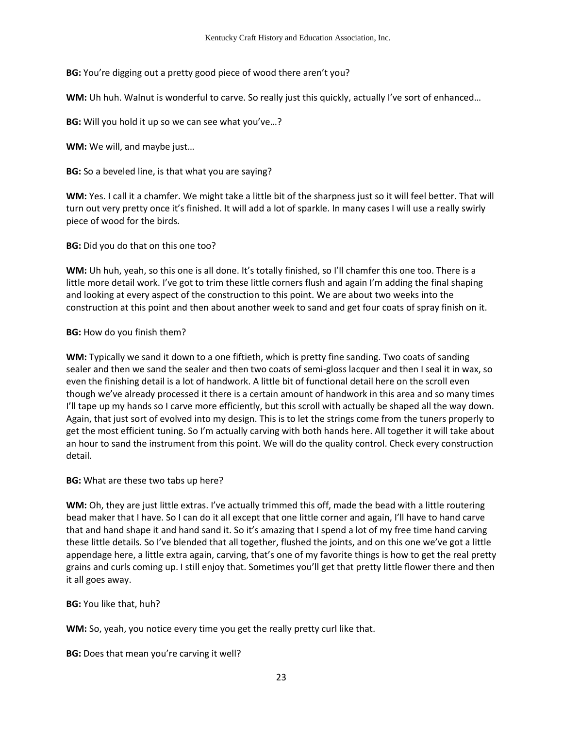**BG:** You're digging out a pretty good piece of wood there aren't you?

**WM:** Uh huh. Walnut is wonderful to carve. So really just this quickly, actually I've sort of enhanced…

**BG:** Will you hold it up so we can see what you've…?

**WM:** We will, and maybe just…

**BG:** So a beveled line, is that what you are saying?

**WM:** Yes. I call it a chamfer. We might take a little bit of the sharpness just so it will feel better. That will turn out very pretty once it's finished. It will add a lot of sparkle. In many cases I will use a really swirly piece of wood for the birds.

**BG:** Did you do that on this one too?

**WM:** Uh huh, yeah, so this one is all done. It's totally finished, so I'll chamfer this one too. There is a little more detail work. I've got to trim these little corners flush and again I'm adding the final shaping and looking at every aspect of the construction to this point. We are about two weeks into the construction at this point and then about another week to sand and get four coats of spray finish on it.

**BG:** How do you finish them?

**WM:** Typically we sand it down to a one fiftieth, which is pretty fine sanding. Two coats of sanding sealer and then we sand the sealer and then two coats of semi-gloss lacquer and then I seal it in wax, so even the finishing detail is a lot of handwork. A little bit of functional detail here on the scroll even though we've already processed it there is a certain amount of handwork in this area and so many times I'll tape up my hands so I carve more efficiently, but this scroll with actually be shaped all the way down. Again, that just sort of evolved into my design. This is to let the strings come from the tuners properly to get the most efficient tuning. So I'm actually carving with both hands here. All together it will take about an hour to sand the instrument from this point. We will do the quality control. Check every construction detail.

**BG:** What are these two tabs up here?

**WM:** Oh, they are just little extras. I've actually trimmed this off, made the bead with a little routering bead maker that I have. So I can do it all except that one little corner and again, I'll have to hand carve that and hand shape it and hand sand it. So it's amazing that I spend a lot of my free time hand carving these little details. So I've blended that all together, flushed the joints, and on this one we've got a little appendage here, a little extra again, carving, that's one of my favorite things is how to get the real pretty grains and curls coming up. I still enjoy that. Sometimes you'll get that pretty little flower there and then it all goes away.

**BG:** You like that, huh?

**WM:** So, yeah, you notice every time you get the really pretty curl like that.

**BG:** Does that mean you're carving it well?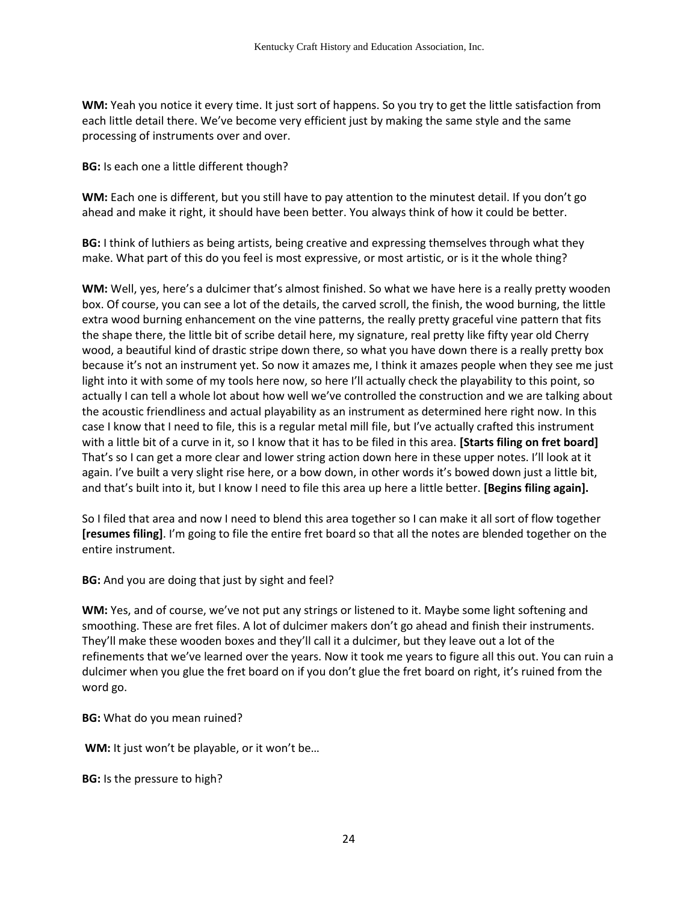**WM:** Yeah you notice it every time. It just sort of happens. So you try to get the little satisfaction from each little detail there. We've become very efficient just by making the same style and the same processing of instruments over and over.

**BG:** Is each one a little different though?

**WM:** Each one is different, but you still have to pay attention to the minutest detail. If you don't go ahead and make it right, it should have been better. You always think of how it could be better.

**BG:** I think of luthiers as being artists, being creative and expressing themselves through what they make. What part of this do you feel is most expressive, or most artistic, or is it the whole thing?

**WM:** Well, yes, here's a dulcimer that's almost finished. So what we have here is a really pretty wooden box. Of course, you can see a lot of the details, the carved scroll, the finish, the wood burning, the little extra wood burning enhancement on the vine patterns, the really pretty graceful vine pattern that fits the shape there, the little bit of scribe detail here, my signature, real pretty like fifty year old Cherry wood, a beautiful kind of drastic stripe down there, so what you have down there is a really pretty box because it's not an instrument yet. So now it amazes me, I think it amazes people when they see me just light into it with some of my tools here now, so here I'll actually check the playability to this point, so actually I can tell a whole lot about how well we've controlled the construction and we are talking about the acoustic friendliness and actual playability as an instrument as determined here right now. In this case I know that I need to file, this is a regular metal mill file, but I've actually crafted this instrument with a little bit of a curve in it, so I know that it has to be filed in this area. **[Starts filing on fret board]** That's so I can get a more clear and lower string action down here in these upper notes. I'll look at it again. I've built a very slight rise here, or a bow down, in other words it's bowed down just a little bit, and that's built into it, but I know I need to file this area up here a little better. **[Begins filing again].**

So I filed that area and now I need to blend this area together so I can make it all sort of flow together **[resumes filing]**. I'm going to file the entire fret board so that all the notes are blended together on the entire instrument.

**BG:** And you are doing that just by sight and feel?

**WM:** Yes, and of course, we've not put any strings or listened to it. Maybe some light softening and smoothing. These are fret files. A lot of dulcimer makers don't go ahead and finish their instruments. They'll make these wooden boxes and they'll call it a dulcimer, but they leave out a lot of the refinements that we've learned over the years. Now it took me years to figure all this out. You can ruin a dulcimer when you glue the fret board on if you don't glue the fret board on right, it's ruined from the word go.

**BG:** What do you mean ruined?

**WM:** It just won't be playable, or it won't be…

**BG:** Is the pressure to high?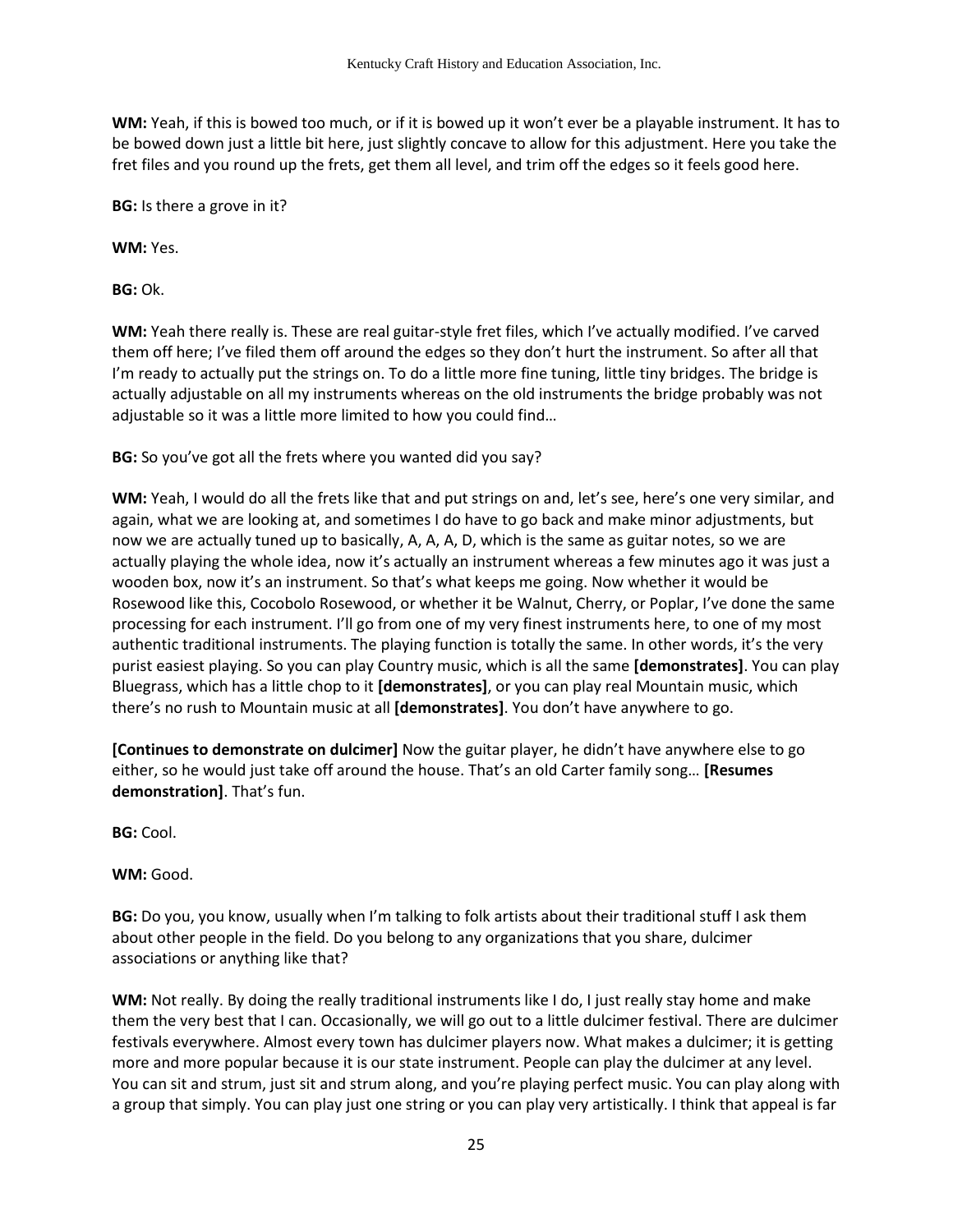**WM:** Yeah, if this is bowed too much, or if it is bowed up it won't ever be a playable instrument. It has to be bowed down just a little bit here, just slightly concave to allow for this adjustment. Here you take the fret files and you round up the frets, get them all level, and trim off the edges so it feels good here.

**BG:** Is there a grove in it?

**WM:** Yes.

**BG:** Ok.

**WM:** Yeah there really is. These are real guitar-style fret files, which I've actually modified. I've carved them off here; I've filed them off around the edges so they don't hurt the instrument. So after all that I'm ready to actually put the strings on. To do a little more fine tuning, little tiny bridges. The bridge is actually adjustable on all my instruments whereas on the old instruments the bridge probably was not adjustable so it was a little more limited to how you could find…

**BG:** So you've got all the frets where you wanted did you say?

**WM:** Yeah, I would do all the frets like that and put strings on and, let's see, here's one very similar, and again, what we are looking at, and sometimes I do have to go back and make minor adjustments, but now we are actually tuned up to basically, A, A, A, D, which is the same as guitar notes, so we are actually playing the whole idea, now it's actually an instrument whereas a few minutes ago it was just a wooden box, now it's an instrument. So that's what keeps me going. Now whether it would be Rosewood like this, Cocobolo Rosewood, or whether it be Walnut, Cherry, or Poplar, I've done the same processing for each instrument. I'll go from one of my very finest instruments here, to one of my most authentic traditional instruments. The playing function is totally the same. In other words, it's the very purist easiest playing. So you can play Country music, which is all the same **[demonstrates]**. You can play Bluegrass, which has a little chop to it **[demonstrates]**, or you can play real Mountain music, which there's no rush to Mountain music at all **[demonstrates]**. You don't have anywhere to go.

**[Continues to demonstrate on dulcimer]** Now the guitar player, he didn't have anywhere else to go either, so he would just take off around the house. That's an old Carter family song… **[Resumes demonstration]**. That's fun.

**BG:** Cool.

**WM:** Good.

**BG:** Do you, you know, usually when I'm talking to folk artists about their traditional stuff I ask them about other people in the field. Do you belong to any organizations that you share, dulcimer associations or anything like that?

**WM:** Not really. By doing the really traditional instruments like I do, I just really stay home and make them the very best that I can. Occasionally, we will go out to a little dulcimer festival. There are dulcimer festivals everywhere. Almost every town has dulcimer players now. What makes a dulcimer; it is getting more and more popular because it is our state instrument. People can play the dulcimer at any level. You can sit and strum, just sit and strum along, and you're playing perfect music. You can play along with a group that simply. You can play just one string or you can play very artistically. I think that appeal is far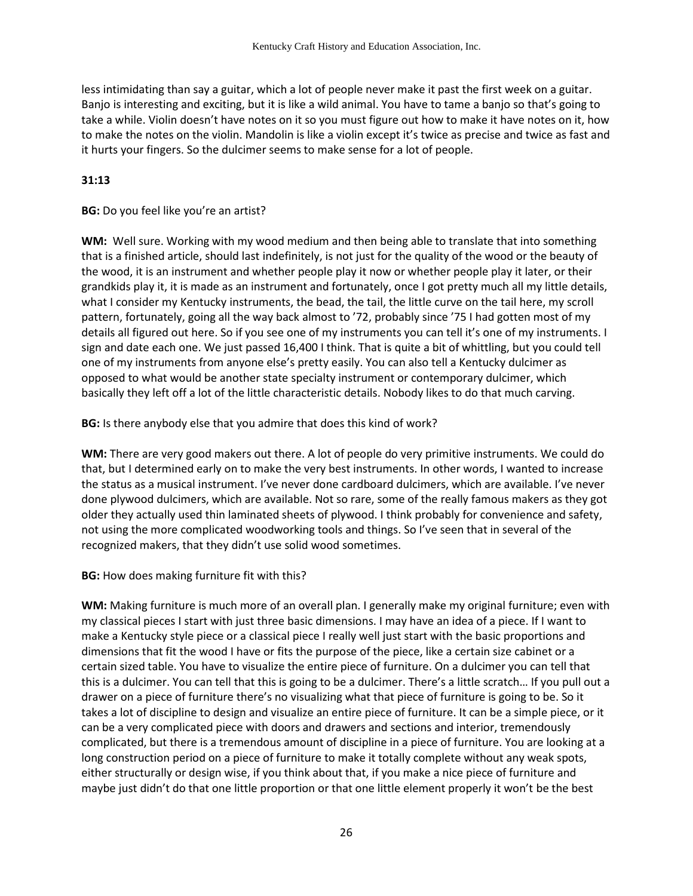less intimidating than say a guitar, which a lot of people never make it past the first week on a guitar. Banjo is interesting and exciting, but it is like a wild animal. You have to tame a banjo so that's going to take a while. Violin doesn't have notes on it so you must figure out how to make it have notes on it, how to make the notes on the violin. Mandolin is like a violin except it's twice as precise and twice as fast and it hurts your fingers. So the dulcimer seems to make sense for a lot of people.

**31:13**

**BG:** Do you feel like you're an artist?

**WM:** Well sure. Working with my wood medium and then being able to translate that into something that is a finished article, should last indefinitely, is not just for the quality of the wood or the beauty of the wood, it is an instrument and whether people play it now or whether people play it later, or their grandkids play it, it is made as an instrument and fortunately, once I got pretty much all my little details, what I consider my Kentucky instruments, the bead, the tail, the little curve on the tail here, my scroll pattern, fortunately, going all the way back almost to '72, probably since '75 I had gotten most of my details all figured out here. So if you see one of my instruments you can tell it's one of my instruments. I sign and date each one. We just passed 16,400 I think. That is quite a bit of whittling, but you could tell one of my instruments from anyone else's pretty easily. You can also tell a Kentucky dulcimer as opposed to what would be another state specialty instrument or contemporary dulcimer, which basically they left off a lot of the little characteristic details. Nobody likes to do that much carving.

**BG:** Is there anybody else that you admire that does this kind of work?

**WM:** There are very good makers out there. A lot of people do very primitive instruments. We could do that, but I determined early on to make the very best instruments. In other words, I wanted to increase the status as a musical instrument. I've never done cardboard dulcimers, which are available. I've never done plywood dulcimers, which are available. Not so rare, some of the really famous makers as they got older they actually used thin laminated sheets of plywood. I think probably for convenience and safety, not using the more complicated woodworking tools and things. So I've seen that in several of the recognized makers, that they didn't use solid wood sometimes.

**BG:** How does making furniture fit with this?

**WM:** Making furniture is much more of an overall plan. I generally make my original furniture; even with my classical pieces I start with just three basic dimensions. I may have an idea of a piece. If I want to make a Kentucky style piece or a classical piece I really well just start with the basic proportions and dimensions that fit the wood I have or fits the purpose of the piece, like a certain size cabinet or a certain sized table. You have to visualize the entire piece of furniture. On a dulcimer you can tell that this is a dulcimer. You can tell that this is going to be a dulcimer. There's a little scratch… If you pull out a drawer on a piece of furniture there's no visualizing what that piece of furniture is going to be. So it takes a lot of discipline to design and visualize an entire piece of furniture. It can be a simple piece, or it can be a very complicated piece with doors and drawers and sections and interior, tremendously complicated, but there is a tremendous amount of discipline in a piece of furniture. You are looking at a long construction period on a piece of furniture to make it totally complete without any weak spots, either structurally or design wise, if you think about that, if you make a nice piece of furniture and maybe just didn't do that one little proportion or that one little element properly it won't be the best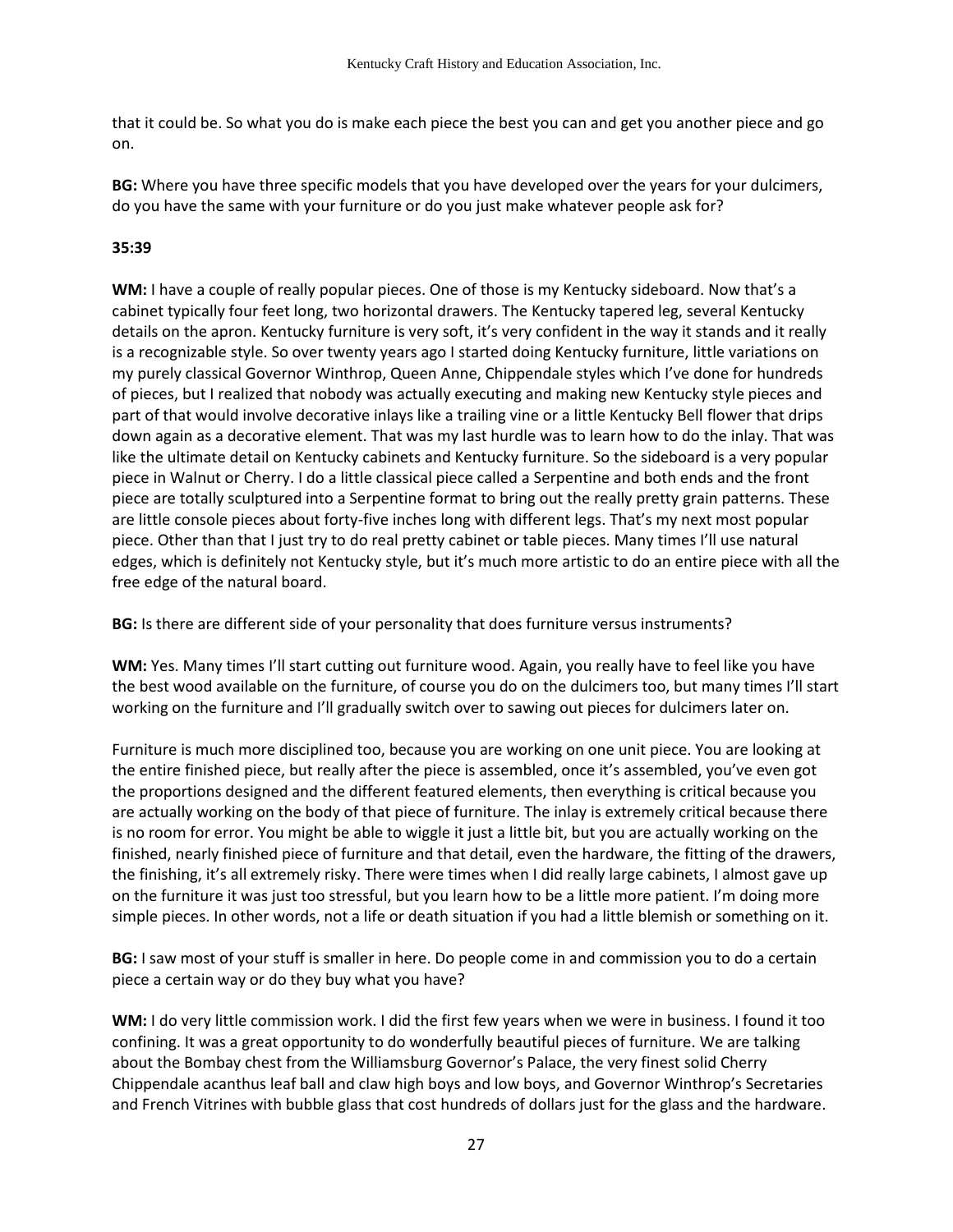that it could be. So what you do is make each piece the best you can and get you another piece and go on.

**BG:** Where you have three specific models that you have developed over the years for your dulcimers, do you have the same with your furniture or do you just make whatever people ask for?

**35:39**

**WM:** I have a couple of really popular pieces. One of those is my Kentucky sideboard. Now that's a cabinet typically four feet long, two horizontal drawers. The Kentucky tapered leg, several Kentucky details on the apron. Kentucky furniture is very soft, it's very confident in the way it stands and it really is a recognizable style. So over twenty years ago I started doing Kentucky furniture, little variations on my purely classical Governor Winthrop, Queen Anne, Chippendale styles which I've done for hundreds of pieces, but I realized that nobody was actually executing and making new Kentucky style pieces and part of that would involve decorative inlays like a trailing vine or a little Kentucky Bell flower that drips down again as a decorative element. That was my last hurdle was to learn how to do the inlay. That was like the ultimate detail on Kentucky cabinets and Kentucky furniture. So the sideboard is a very popular piece in Walnut or Cherry. I do a little classical piece called a Serpentine and both ends and the front piece are totally sculptured into a Serpentine format to bring out the really pretty grain patterns. These are little console pieces about forty-five inches long with different legs. That's my next most popular piece. Other than that I just try to do real pretty cabinet or table pieces. Many times I'll use natural edges, which is definitely not Kentucky style, but it's much more artistic to do an entire piece with all the free edge of the natural board.

**BG:** Is there are different side of your personality that does furniture versus instruments?

**WM:** Yes. Many times I'll start cutting out furniture wood. Again, you really have to feel like you have the best wood available on the furniture, of course you do on the dulcimers too, but many times I'll start working on the furniture and I'll gradually switch over to sawing out pieces for dulcimers later on.

Furniture is much more disciplined too, because you are working on one unit piece. You are looking at the entire finished piece, but really after the piece is assembled, once it's assembled, you've even got the proportions designed and the different featured elements, then everything is critical because you are actually working on the body of that piece of furniture. The inlay is extremely critical because there is no room for error. You might be able to wiggle it just a little bit, but you are actually working on the finished, nearly finished piece of furniture and that detail, even the hardware, the fitting of the drawers, the finishing, it's all extremely risky. There were times when I did really large cabinets, I almost gave up on the furniture it was just too stressful, but you learn how to be a little more patient. I'm doing more simple pieces. In other words, not a life or death situation if you had a little blemish or something on it.

**BG:** I saw most of your stuff is smaller in here. Do people come in and commission you to do a certain piece a certain way or do they buy what you have?

**WM:** I do very little commission work. I did the first few years when we were in business. I found it too confining. It was a great opportunity to do wonderfully beautiful pieces of furniture. We are talking about the Bombay chest from the Williamsburg Governor's Palace, the very finest solid Cherry Chippendale acanthus leaf ball and claw high boys and low boys, and Governor Winthrop's Secretaries and French Vitrines with bubble glass that cost hundreds of dollars just for the glass and the hardware.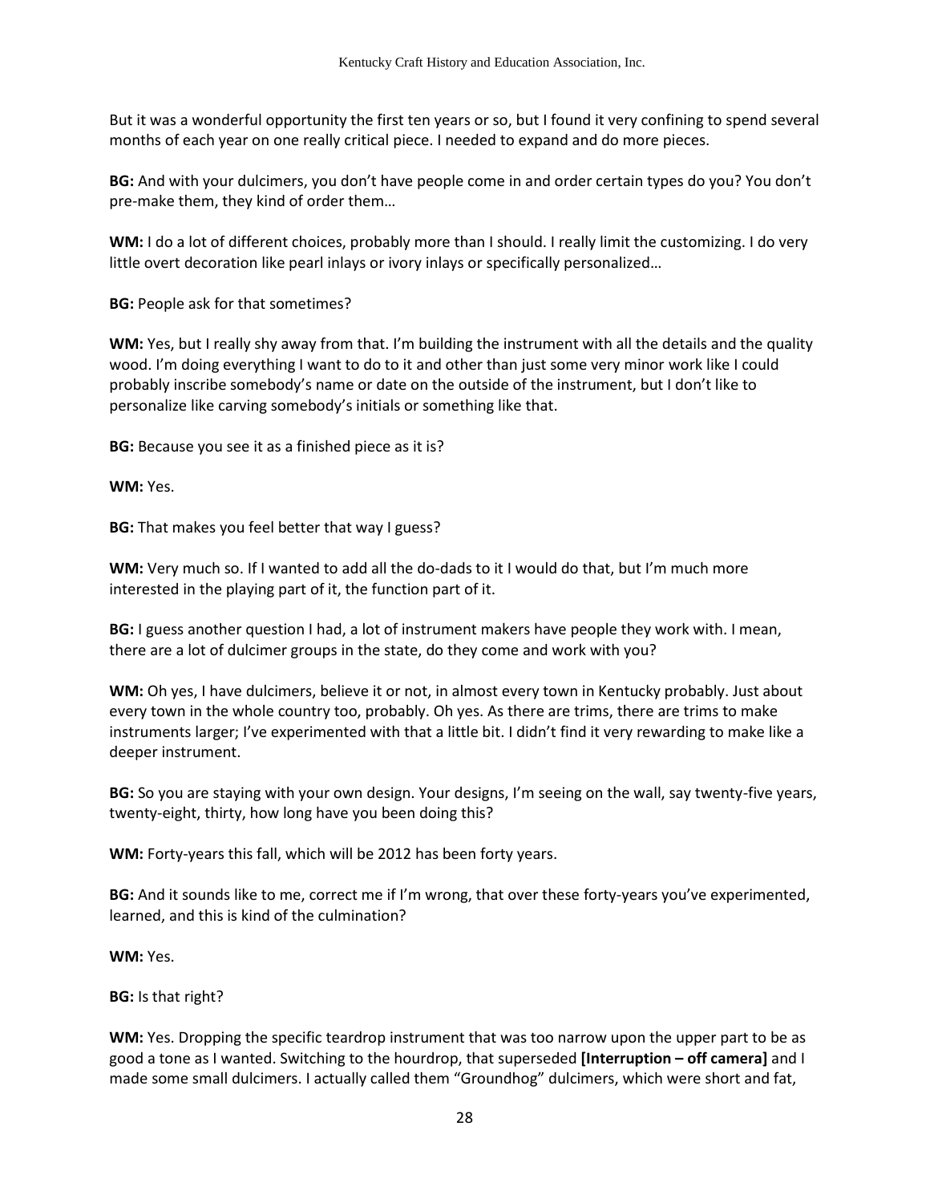But it was a wonderful opportunity the first ten years or so, but I found it very confining to spend several months of each year on one really critical piece. I needed to expand and do more pieces.

**BG:** And with your dulcimers, you don't have people come in and order certain types do you? You don't pre-make them, they kind of order them…

**WM:** I do a lot of different choices, probably more than I should. I really limit the customizing. I do very little overt decoration like pearl inlays or ivory inlays or specifically personalized…

**BG:** People ask for that sometimes?

**WM:** Yes, but I really shy away from that. I'm building the instrument with all the details and the quality wood. I'm doing everything I want to do to it and other than just some very minor work like I could probably inscribe somebody's name or date on the outside of the instrument, but I don't like to personalize like carving somebody's initials or something like that.

**BG:** Because you see it as a finished piece as it is?

**WM:** Yes.

**BG:** That makes you feel better that way I guess?

**WM:** Very much so. If I wanted to add all the do-dads to it I would do that, but I'm much more interested in the playing part of it, the function part of it.

**BG:** I guess another question I had, a lot of instrument makers have people they work with. I mean, there are a lot of dulcimer groups in the state, do they come and work with you?

**WM:** Oh yes, I have dulcimers, believe it or not, in almost every town in Kentucky probably. Just about every town in the whole country too, probably. Oh yes. As there are trims, there are trims to make instruments larger; I've experimented with that a little bit. I didn't find it very rewarding to make like a deeper instrument.

**BG:** So you are staying with your own design. Your designs, I'm seeing on the wall, say twenty-five years, twenty-eight, thirty, how long have you been doing this?

**WM:** Forty-years this fall, which will be 2012 has been forty years.

**BG:** And it sounds like to me, correct me if I'm wrong, that over these forty-years you've experimented, learned, and this is kind of the culmination?

**WM:** Yes.

**BG:** Is that right?

**WM:** Yes. Dropping the specific teardrop instrument that was too narrow upon the upper part to be as good a tone as I wanted. Switching to the hourdrop, that superseded **[Interruption – off camera]** and I made some small dulcimers. I actually called them "Groundhog" dulcimers, which were short and fat,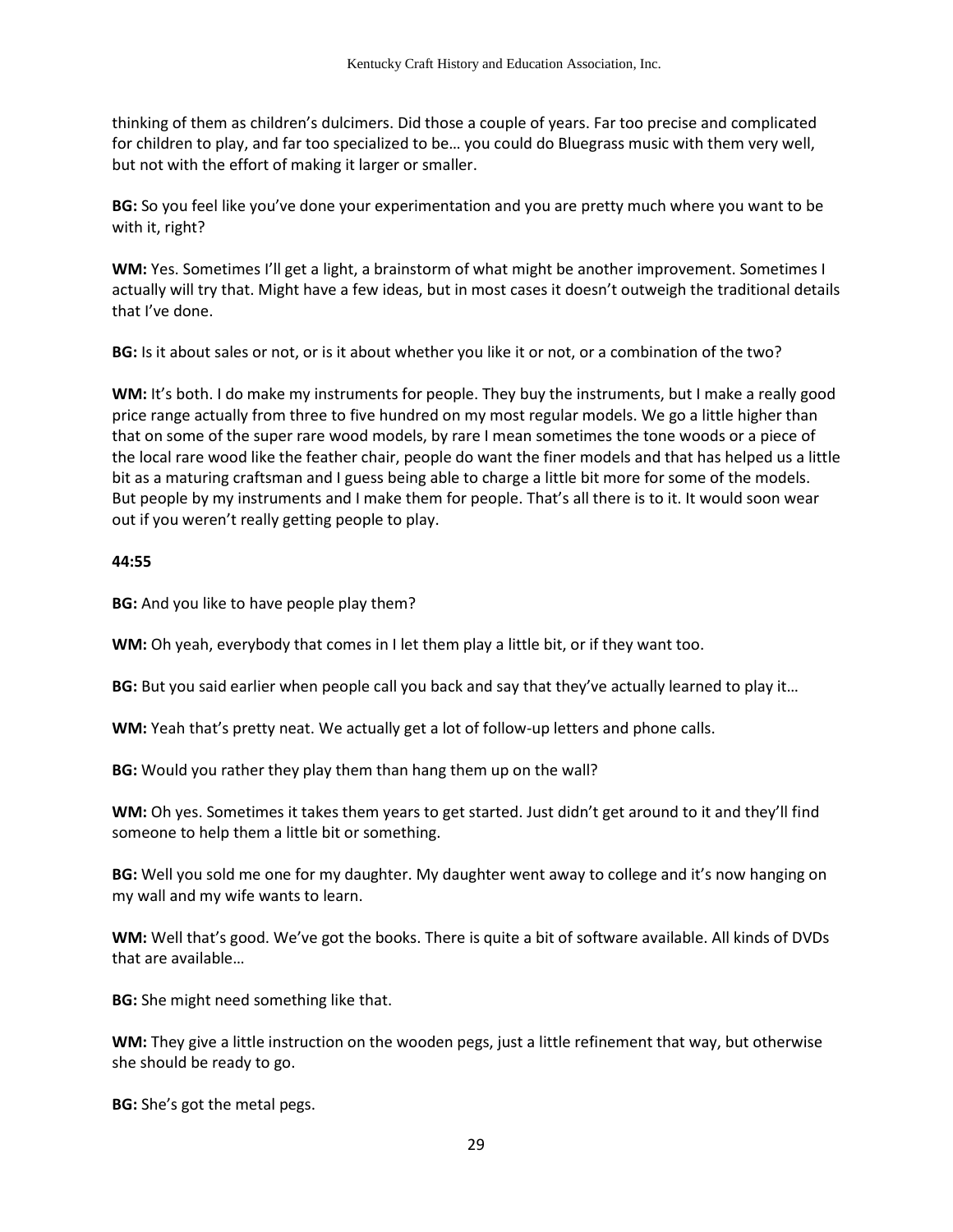thinking of them as children's dulcimers. Did those a couple of years. Far too precise and complicated for children to play, and far too specialized to be… you could do Bluegrass music with them very well, but not with the effort of making it larger or smaller.

**BG:** So you feel like you've done your experimentation and you are pretty much where you want to be with it, right?

**WM:** Yes. Sometimes I'll get a light, a brainstorm of what might be another improvement. Sometimes I actually will try that. Might have a few ideas, but in most cases it doesn't outweigh the traditional details that I've done.

**BG:** Is it about sales or not, or is it about whether you like it or not, or a combination of the two?

**WM:** It's both. I do make my instruments for people. They buy the instruments, but I make a really good price range actually from three to five hundred on my most regular models. We go a little higher than that on some of the super rare wood models, by rare I mean sometimes the tone woods or a piece of the local rare wood like the feather chair, people do want the finer models and that has helped us a little bit as a maturing craftsman and I guess being able to charge a little bit more for some of the models. But people by my instruments and I make them for people. That's all there is to it. It would soon wear out if you weren't really getting people to play.

**44:55**

**BG:** And you like to have people play them?

**WM:** Oh yeah, everybody that comes in I let them play a little bit, or if they want too.

**BG:** But you said earlier when people call you back and say that they've actually learned to play it…

**WM:** Yeah that's pretty neat. We actually get a lot of follow-up letters and phone calls.

**BG:** Would you rather they play them than hang them up on the wall?

**WM:** Oh yes. Sometimes it takes them years to get started. Just didn't get around to it and they'll find someone to help them a little bit or something.

**BG:** Well you sold me one for my daughter. My daughter went away to college and it's now hanging on my wall and my wife wants to learn.

**WM:** Well that's good. We've got the books. There is quite a bit of software available. All kinds of DVDs that are available…

**BG:** She might need something like that.

**WM:** They give a little instruction on the wooden pegs, just a little refinement that way, but otherwise she should be ready to go.

**BG:** She's got the metal pegs.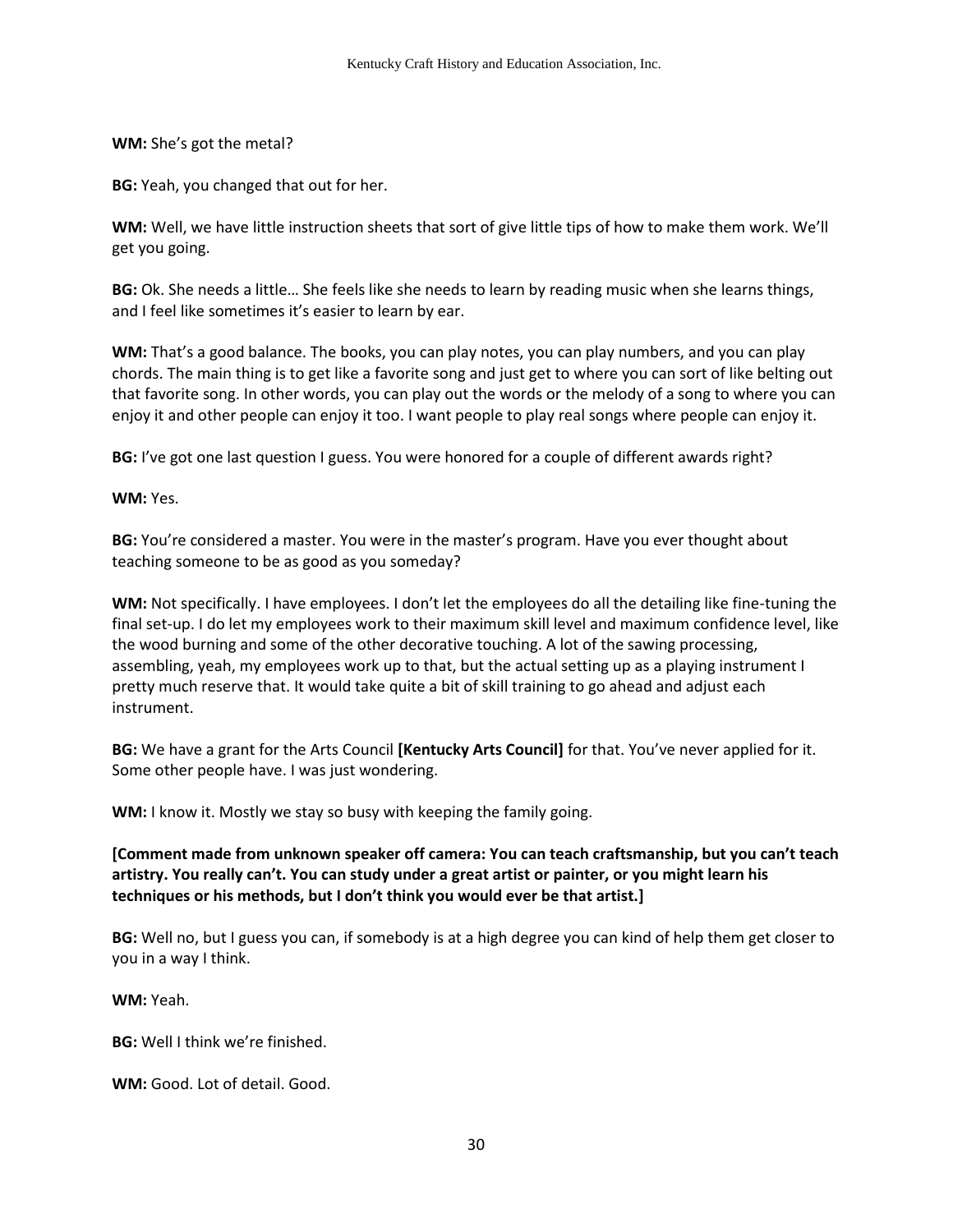**WM:** She's got the metal?

**BG:** Yeah, you changed that out for her.

**WM:** Well, we have little instruction sheets that sort of give little tips of how to make them work. We'll get you going.

**BG:** Ok. She needs a little… She feels like she needs to learn by reading music when she learns things, and I feel like sometimes it's easier to learn by ear.

**WM:** That's a good balance. The books, you can play notes, you can play numbers, and you can play chords. The main thing is to get like a favorite song and just get to where you can sort of like belting out that favorite song. In other words, you can play out the words or the melody of a song to where you can enjoy it and other people can enjoy it too. I want people to play real songs where people can enjoy it.

**BG:** I've got one last question I guess. You were honored for a couple of different awards right?

**WM:** Yes.

**BG:** You're considered a master. You were in the master's program. Have you ever thought about teaching someone to be as good as you someday?

**WM:** Not specifically. I have employees. I don't let the employees do all the detailing like fine-tuning the final set-up. I do let my employees work to their maximum skill level and maximum confidence level, like the wood burning and some of the other decorative touching. A lot of the sawing processing, assembling, yeah, my employees work up to that, but the actual setting up as a playing instrument I pretty much reserve that. It would take quite a bit of skill training to go ahead and adjust each instrument.

**BG:** We have a grant for the Arts Council **[Kentucky Arts Council]** for that. You've never applied for it. Some other people have. I was just wondering.

**WM:** I know it. Mostly we stay so busy with keeping the family going.

**[Comment made from unknown speaker off camera: You can teach craftsmanship, but you can't teach artistry. You really can't. You can study under a great artist or painter, or you might learn his techniques or his methods, but I don't think you would ever be that artist.]**

**BG:** Well no, but I guess you can, if somebody is at a high degree you can kind of help them get closer to you in a way I think.

**WM:** Yeah.

**BG:** Well I think we're finished.

**WM:** Good. Lot of detail. Good.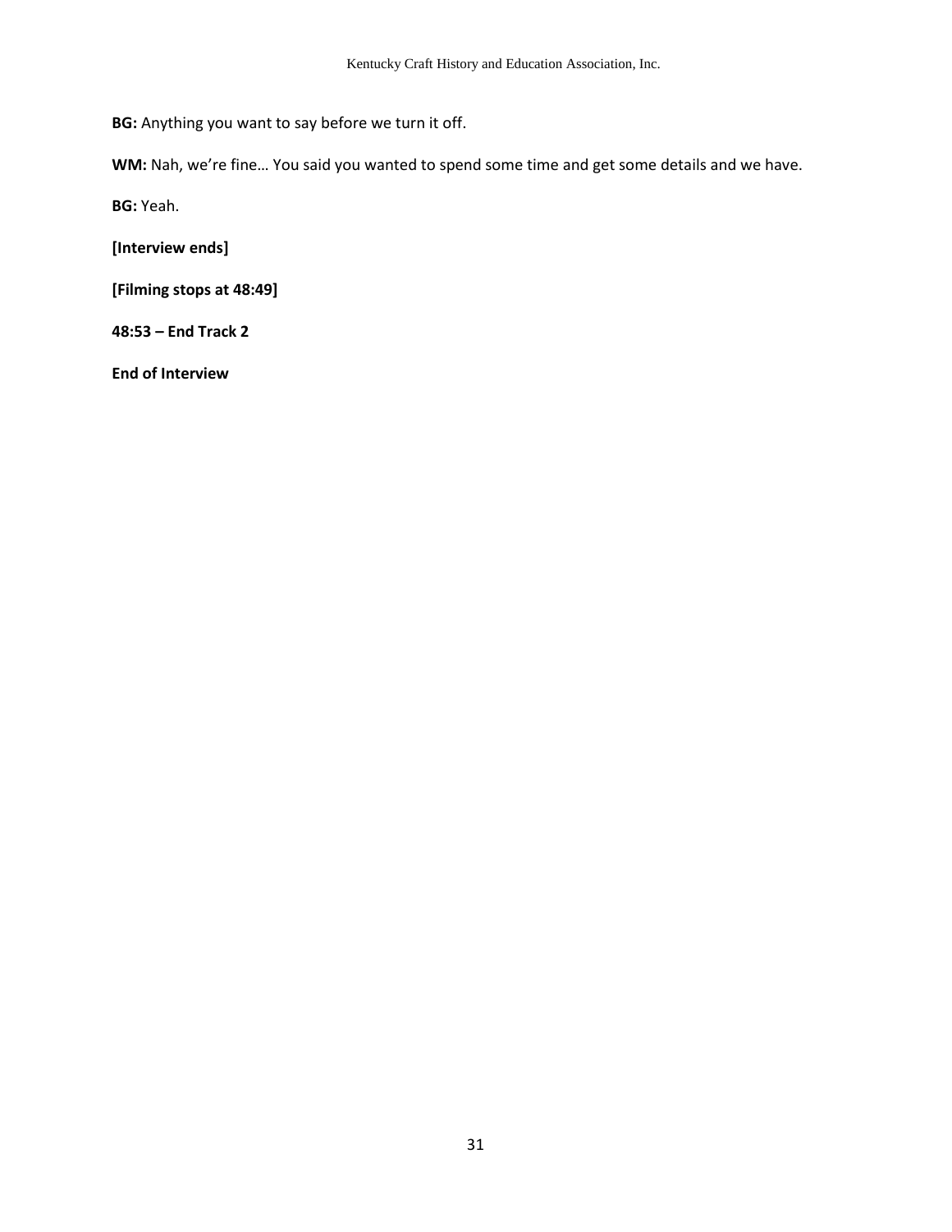**BG:** Anything you want to say before we turn it off.

**WM:** Nah, we're fine… You said you wanted to spend some time and get some details and we have.

**BG:** Yeah.

**[Interview ends]**

**[Filming stops at 48:49]**

**48:53 – End Track 2**

**End of Interview**